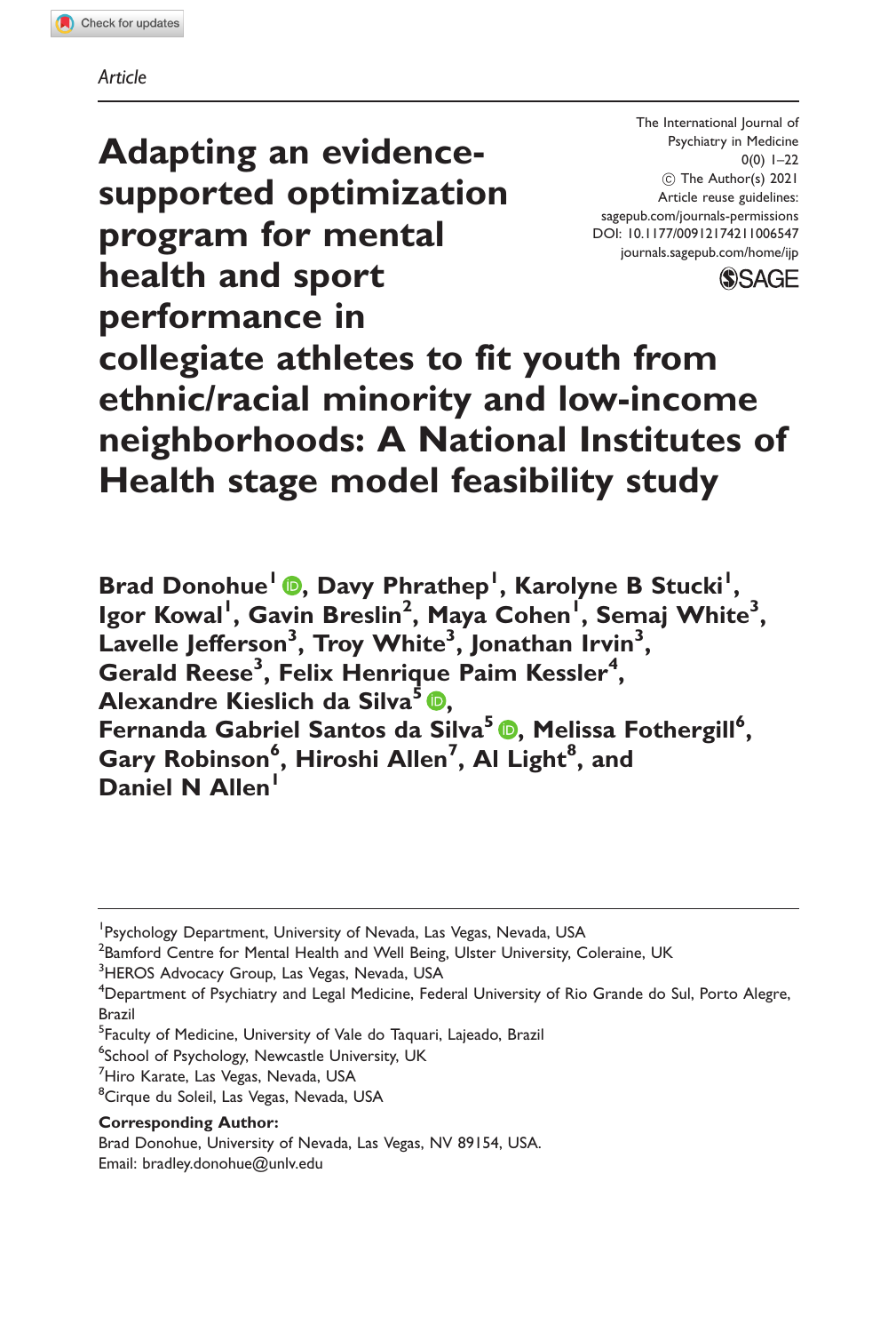*Article*

# Adapting an evidence-supported optimization program for mental health and sport performance in collegiate athletes to fit youth from ethnic/racial minority and low-income neighborhoods: A National Institutes of Health stage model feasibility study

The International Journal of Psychiatry in Medicine
0(0) 1–22
© The Author(s) 2021
Article reuse guidelines: sagepub.com/journals-permissions
DOI: 10.1177/00912174211006547
journals.sagepub.com/home/ijp

**Brad Donohue[1], Davy Phrathep[1], Karolyne B Stucki[1], Igor Kowal[1], Gavin Breslin[2], Maya Cohen[1], Semaj White[3], Lavelle Jefferson[3], Troy White[3], Jonathan Irvin[3], Gerald Reese[3], Felix Henrique Paim Kessler[4], Alexandre Kieslich da Silva[5], Fernanda Gabriel Santos da Silva[5], Melissa Fothergill[6], Gary Robinson[6], Hiroshi Allen[7], Al Light[8], and Daniel N Allen[1]**

[1]Psychology Department, University of Nevada, Las Vegas, Nevada, USA
[2]Bamford Centre for Mental Health and Well Being, Ulster University, Coleraine, UK
[3]HEROS Advocacy Group, Las Vegas, Nevada, USA
[4]Department of Psychiatry and Legal Medicine, Federal University of Rio Grande do Sul, Porto Alegre, Brazil
[5]Faculty of Medicine, University of Vale do Taquari, Lajeado, Brazil
[6]School of Psychology, Newcastle University, UK
[7]Hiro Karate, Las Vegas, Nevada, USA
[8]Cirque du Soleil, Las Vegas, Nevada, USA

**Corresponding Author:**
Brad Donohue, University of Nevada, Las Vegas, NV 89154, USA.
Email: bradley.donohue@unlv.edu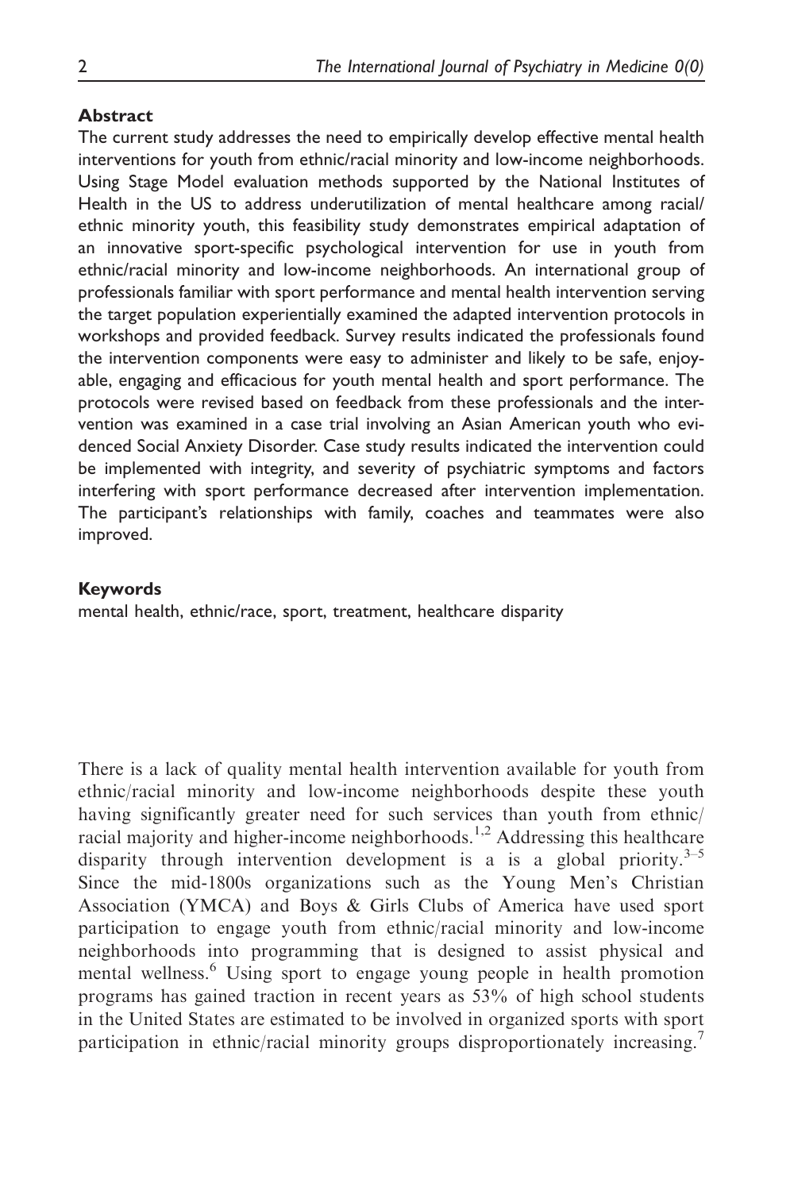## Abstract

The current study addresses the need to empirically develop effective mental health interventions for youth from ethnic/racial minority and low-income neighborhoods. Using Stage Model evaluation methods supported by the National Institutes of Health in the US to address underutilization of mental healthcare among racial/ethnic minority youth, this feasibility study demonstrates empirical adaptation of an innovative sport-specific psychological intervention for use in youth from ethnic/racial minority and low-income neighborhoods. An international group of professionals familiar with sport performance and mental health intervention serving the target population experientially examined the adapted intervention protocols in workshops and provided feedback. Survey results indicated the professionals found the intervention components were easy to administer and likely to be safe, enjoyable, engaging and efficacious for youth mental health and sport performance. The protocols were revised based on feedback from these professionals and the intervention was examined in a case trial involving an Asian American youth who evidenced Social Anxiety Disorder. Case study results indicated the intervention could be implemented with integrity, and severity of psychiatric symptoms and factors interfering with sport performance decreased after intervention implementation. The participant's relationships with family, coaches and teammates were also improved.

## Keywords

mental health, ethnic/race, sport, treatment, healthcare disparity

There is a lack of quality mental health intervention available for youth from ethnic/racial minority and low-income neighborhoods despite these youth having significantly greater need for such services than youth from ethnic/racial majority and higher-income neighborhoods.[1,2] Addressing this healthcare disparity through intervention development is a is a global priority.[3–5] Since the mid-1800s organizations such as the Young Men's Christian Association (YMCA) and Boys & Girls Clubs of America have used sport participation to engage youth from ethnic/racial minority and low-income neighborhoods into programming that is designed to assist physical and mental wellness.[6] Using sport to engage young people in health promotion programs has gained traction in recent years as 53% of high school students in the United States are estimated to be involved in organized sports with sport participation in ethnic/racial minority groups disproportionately increasing.[7]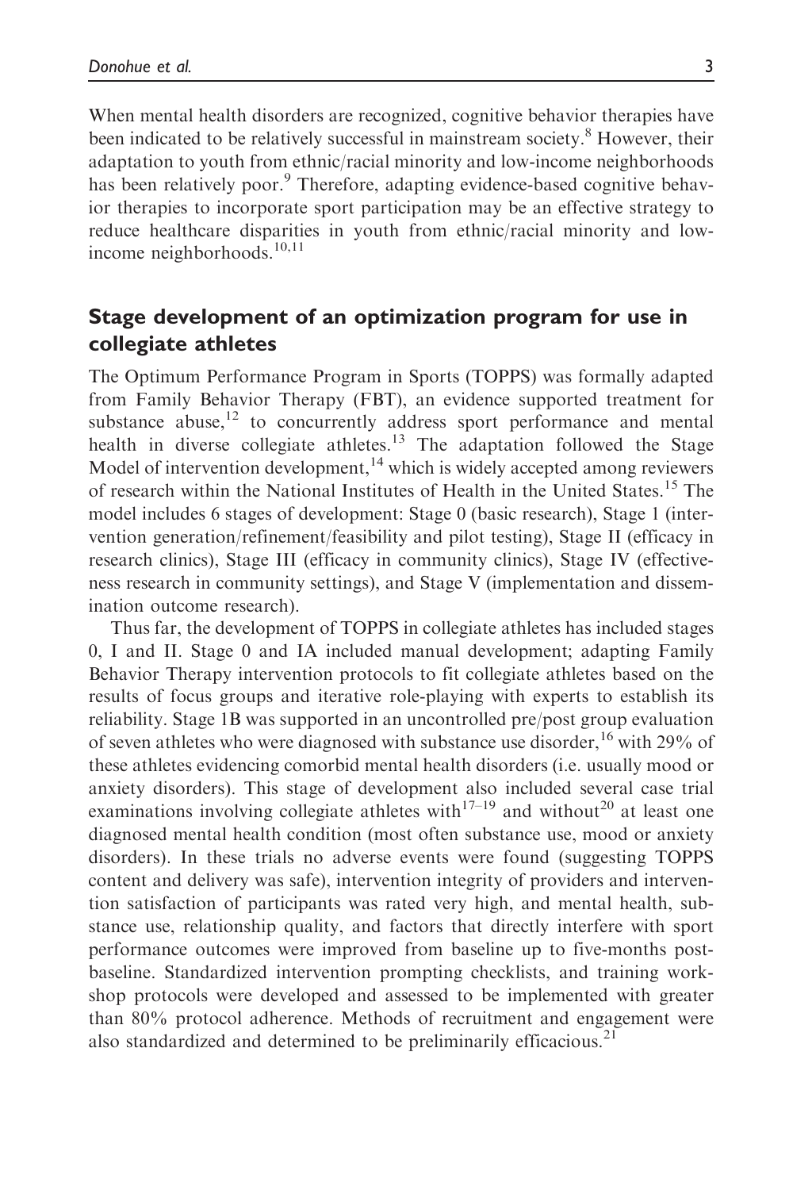When mental health disorders are recognized, cognitive behavior therapies have been indicated to be relatively successful in mainstream society.[8] However, their adaptation to youth from ethnic/racial minority and low-income neighborhoods has been relatively poor.[9] Therefore, adapting evidence-based cognitive behavior therapies to incorporate sport participation may be an effective strategy to reduce healthcare disparities in youth from ethnic/racial minority and low-income neighborhoods.[10,11]

## Stage development of an optimization program for use in collegiate athletes

The Optimum Performance Program in Sports (TOPPS) was formally adapted from Family Behavior Therapy (FBT), an evidence supported treatment for substance abuse,[12] to concurrently address sport performance and mental health in diverse collegiate athletes.[13] The adaptation followed the Stage Model of intervention development,[14] which is widely accepted among reviewers of research within the National Institutes of Health in the United States.[15] The model includes 6 stages of development: Stage 0 (basic research), Stage 1 (intervention generation/refinement/feasibility and pilot testing), Stage II (efficacy in research clinics), Stage III (efficacy in community clinics), Stage IV (effectiveness research in community settings), and Stage V (implementation and dissemination outcome research).

Thus far, the development of TOPPS in collegiate athletes has included stages 0, I and II. Stage 0 and IA included manual development; adapting Family Behavior Therapy intervention protocols to fit collegiate athletes based on the results of focus groups and iterative role-playing with experts to establish its reliability. Stage 1B was supported in an uncontrolled pre/post group evaluation of seven athletes who were diagnosed with substance use disorder,[16] with 29% of these athletes evidencing comorbid mental health disorders (i.e. usually mood or anxiety disorders). This stage of development also included several case trial examinations involving collegiate athletes with[17–19] and without[20] at least one diagnosed mental health condition (most often substance use, mood or anxiety disorders). In these trials no adverse events were found (suggesting TOPPS content and delivery was safe), intervention integrity of providers and intervention satisfaction of participants was rated very high, and mental health, substance use, relationship quality, and factors that directly interfere with sport performance outcomes were improved from baseline up to five-months post-baseline. Standardized intervention prompting checklists, and training workshop protocols were developed and assessed to be implemented with greater than 80% protocol adherence. Methods of recruitment and engagement were also standardized and determined to be preliminarily efficacious.[21]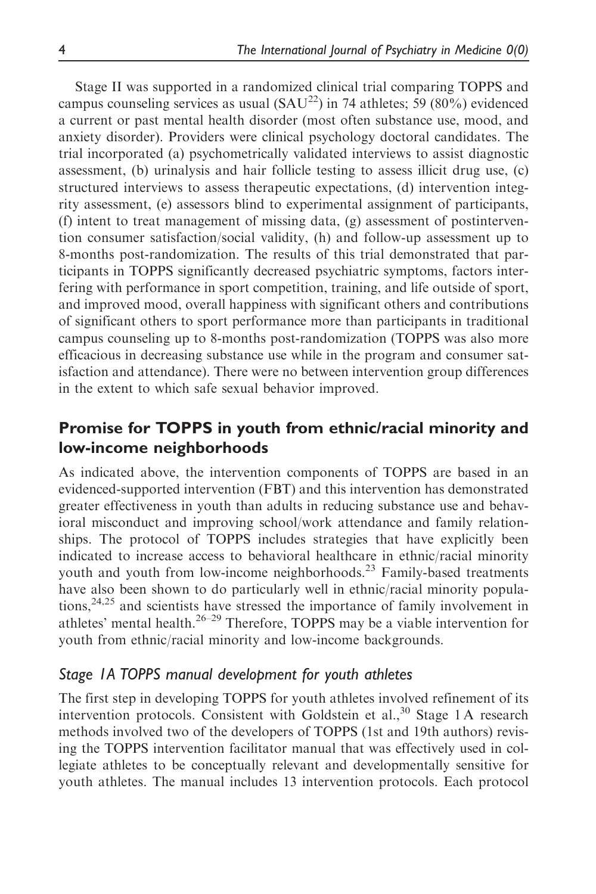Stage II was supported in a randomized clinical trial comparing TOPPS and campus counseling services as usual (SAU[22]) in 74 athletes; 59 (80%) evidenced a current or past mental health disorder (most often substance use, mood, and anxiety disorder). Providers were clinical psychology doctoral candidates. The trial incorporated (a) psychometrically validated interviews to assist diagnostic assessment, (b) urinalysis and hair follicle testing to assess illicit drug use, (c) structured interviews to assess therapeutic expectations, (d) intervention integrity assessment, (e) assessors blind to experimental assignment of participants, (f) intent to treat management of missing data, (g) assessment of postintervention consumer satisfaction/social validity, (h) and follow-up assessment up to 8-months post-randomization. The results of this trial demonstrated that participants in TOPPS significantly decreased psychiatric symptoms, factors interfering with performance in sport competition, training, and life outside of sport, and improved mood, overall happiness with significant others and contributions of significant others to sport performance more than participants in traditional campus counseling up to 8-months post-randomization (TOPPS was also more efficacious in decreasing substance use while in the program and consumer satisfaction and attendance). There were no between intervention group differences in the extent to which safe sexual behavior improved.

## Promise for TOPPS in youth from ethnic/racial minority and low-income neighborhoods

As indicated above, the intervention components of TOPPS are based in an evidenced-supported intervention (FBT) and this intervention has demonstrated greater effectiveness in youth than adults in reducing substance use and behavioral misconduct and improving school/work attendance and family relationships. The protocol of TOPPS includes strategies that have explicitly been indicated to increase access to behavioral healthcare in ethnic/racial minority youth and youth from low-income neighborhoods.[23] Family-based treatments have also been shown to do particularly well in ethnic/racial minority populations,[24,25] and scientists have stressed the importance of family involvement in athletes' mental health.[26–29] Therefore, TOPPS may be a viable intervention for youth from ethnic/racial minority and low-income backgrounds.

### *Stage 1A TOPPS manual development for youth athletes*

The first step in developing TOPPS for youth athletes involved refinement of its intervention protocols. Consistent with Goldstein et al.,[30] Stage 1 A research methods involved two of the developers of TOPPS (1st and 19th authors) revising the TOPPS intervention facilitator manual that was effectively used in collegiate athletes to be conceptually relevant and developmentally sensitive for youth athletes. The manual includes 13 intervention protocols. Each protocol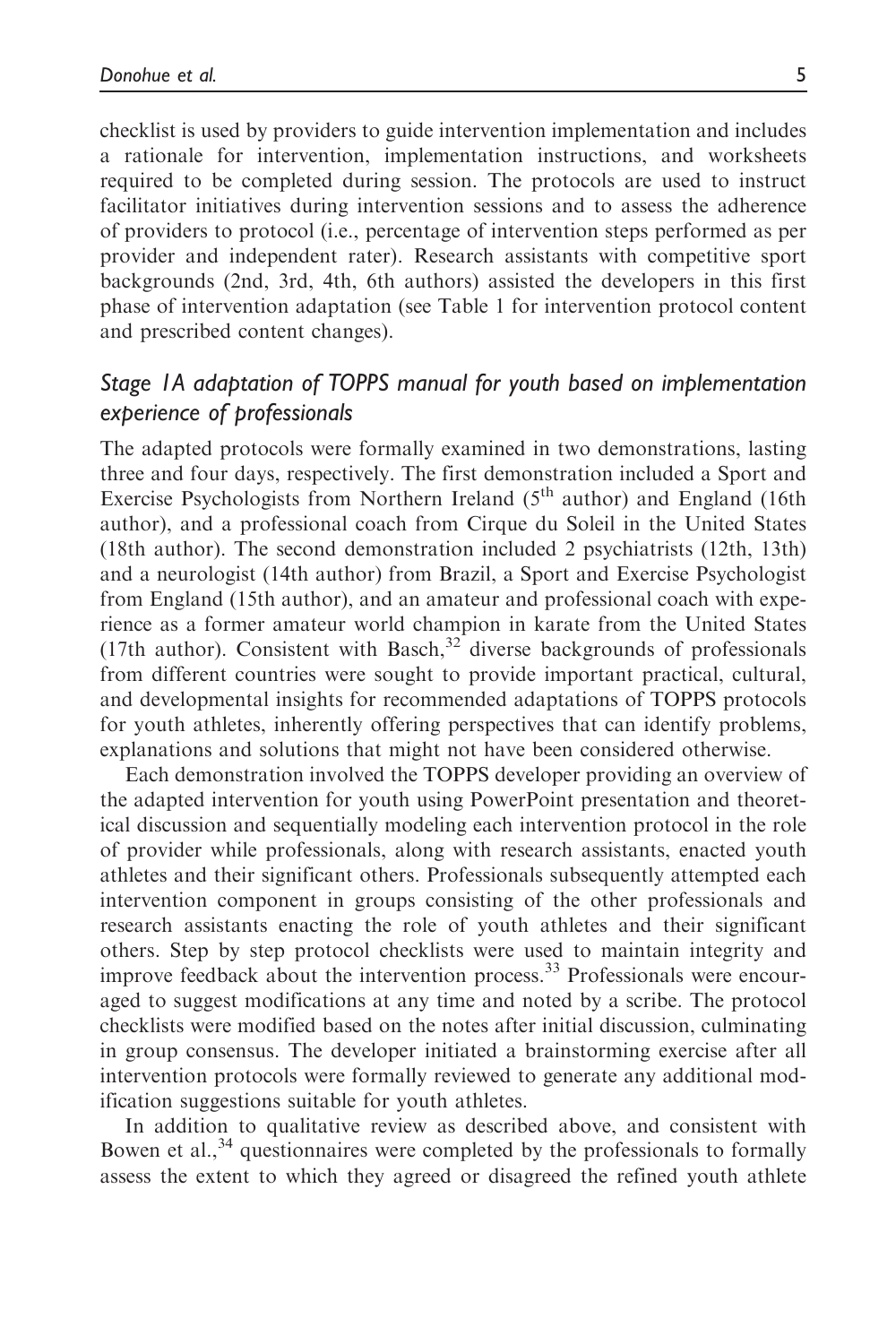checklist is used by providers to guide intervention implementation and includes a rationale for intervention, implementation instructions, and worksheets required to be completed during session. The protocols are used to instruct facilitator initiatives during intervention sessions and to assess the adherence of providers to protocol (i.e., percentage of intervention steps performed as per provider and independent rater). Research assistants with competitive sport backgrounds (2nd, 3rd, 4th, 6th authors) assisted the developers in this first phase of intervention adaptation (see Table 1 for intervention protocol content and prescribed content changes).

### *Stage 1A adaptation of TOPPS manual for youth based on implementation experience of professionals*

The adapted protocols were formally examined in two demonstrations, lasting three and four days, respectively. The first demonstration included a Sport and Exercise Psychologists from Northern Ireland (5th author) and England (16th author), and a professional coach from Cirque du Soleil in the United States (18th author). The second demonstration included 2 psychiatrists (12th, 13th) and a neurologist (14th author) from Brazil, a Sport and Exercise Psychologist from England (15th author), and an amateur and professional coach with experience as a former amateur world champion in karate from the United States (17th author). Consistent with Basch,[32] diverse backgrounds of professionals from different countries were sought to provide important practical, cultural, and developmental insights for recommended adaptations of TOPPS protocols for youth athletes, inherently offering perspectives that can identify problems, explanations and solutions that might not have been considered otherwise.

Each demonstration involved the TOPPS developer providing an overview of the adapted intervention for youth using PowerPoint presentation and theoretical discussion and sequentially modeling each intervention protocol in the role of provider while professionals, along with research assistants, enacted youth athletes and their significant others. Professionals subsequently attempted each intervention component in groups consisting of the other professionals and research assistants enacting the role of youth athletes and their significant others. Step by step protocol checklists were used to maintain integrity and improve feedback about the intervention process.[33] Professionals were encouraged to suggest modifications at any time and noted by a scribe. The protocol checklists were modified based on the notes after initial discussion, culminating in group consensus. The developer initiated a brainstorming exercise after all intervention protocols were formally reviewed to generate any additional modification suggestions suitable for youth athletes.

In addition to qualitative review as described above, and consistent with Bowen et al.,[34] questionnaires were completed by the professionals to formally assess the extent to which they agreed or disagreed the refined youth athlete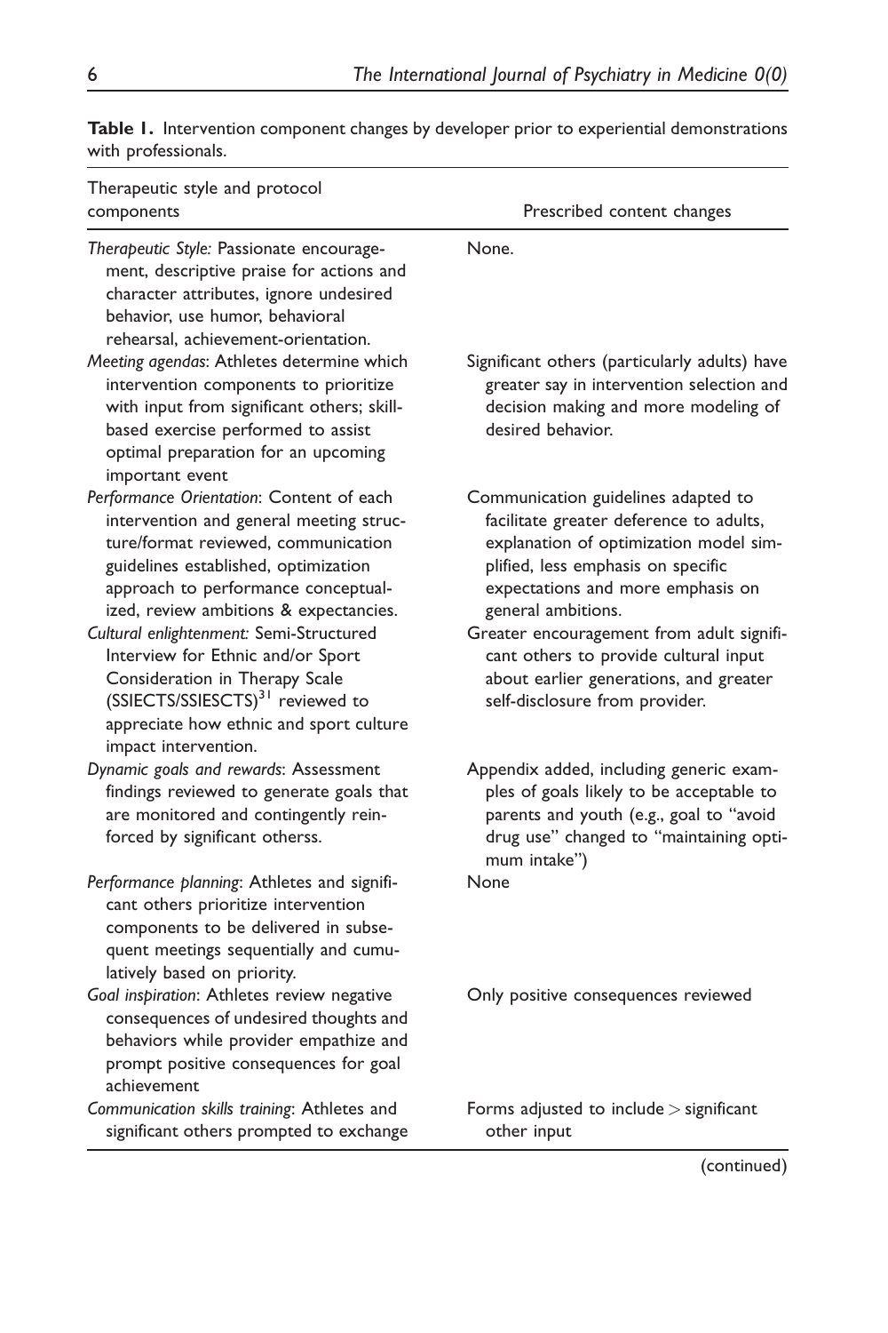**Table 1.** Intervention component changes by developer prior to experiential demonstrations with professionals.

| Therapeutic style and protocol components | Prescribed content changes |
| --- | --- |
| *Therapeutic Style:* Passionate encouragement, descriptive praise for actions and character attributes, ignore undesired behavior, use humor, behavioral rehearsal, achievement-orientation. | None. |
| *Meeting agendas*: Athletes determine which intervention components to prioritize with input from significant others; skill-based exercise performed to assist optimal preparation for an upcoming important event | Significant others (particularly adults) have greater say in intervention selection and decision making and more modeling of desired behavior. |
| *Performance Orientation*: Content of each intervention and general meeting structure/format reviewed, communication guidelines established, optimization approach to performance conceptualized, review ambitions & expectancies. | Communication guidelines adapted to facilitate greater deference to adults, explanation of optimization model simplified, less emphasis on specific expectations and more emphasis on general ambitions. |
| *Cultural enlightenment:* Semi-Structured Interview for Ethnic and/or Sport Consideration in Therapy Scale (SSIECTS/SSIESCTS)[31] reviewed to appreciate how ethnic and sport culture impact intervention. | Greater encouragement from adult significant others to provide cultural input about earlier generations, and greater self-disclosure from provider. |
| *Dynamic goals and rewards*: Assessment findings reviewed to generate goals that are monitored and contingently reinforced by significant otherss. | Appendix added, including generic examples of goals likely to be acceptable to parents and youth (e.g., goal to "avoid drug use" changed to "maintaining optimum intake") |
| *Performance planning*: Athletes and significant others prioritize intervention components to be delivered in subsequent meetings sequentially and cumulatively based on priority. | None |
| *Goal inspiration*: Athletes review negative consequences of undesired thoughts and behaviors while provider empathize and prompt positive consequences for goal achievement | Only positive consequences reviewed |
| *Communication skills training*: Athletes and significant others prompted to exchange | Forms adjusted to include > significant other input |

(continued)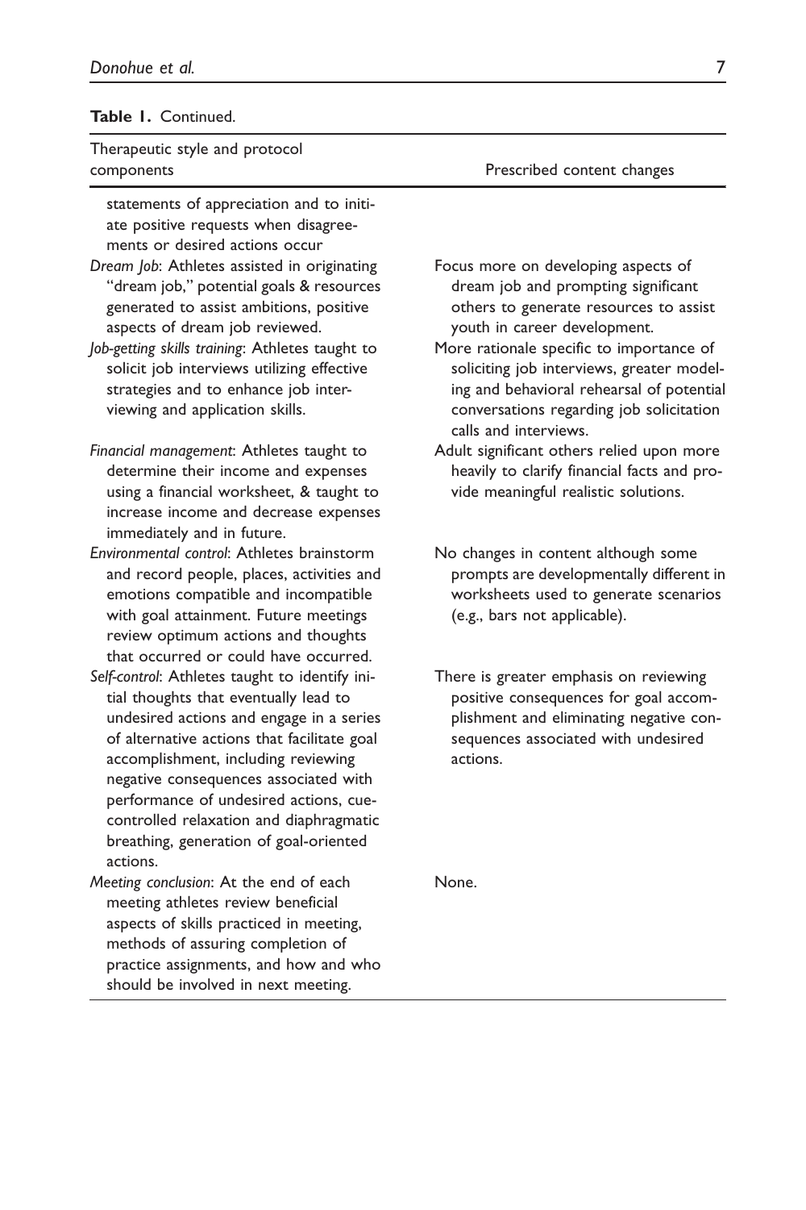**Table 1.** Continued.

| Therapeutic style and protocol components | Prescribed content changes |
|---|---|
| statements of appreciation and to initiate positive requests when disagreements or desired actions occur | |
| *Dream Job*: Athletes assisted in originating "dream job," potential goals & resources generated to assist ambitions, positive aspects of dream job reviewed. | Focus more on developing aspects of dream job and prompting significant others to generate resources to assist youth in career development. |
| *Job-getting skills training*: Athletes taught to solicit job interviews utilizing effective strategies and to enhance job interviewing and application skills. | More rationale specific to importance of soliciting job interviews, greater modeling and behavioral rehearsal of potential conversations regarding job solicitation calls and interviews. |
| *Financial management*: Athletes taught to determine their income and expenses using a financial worksheet, & taught to increase income and decrease expenses immediately and in future. | Adult significant others relied upon more heavily to clarify financial facts and provide meaningful realistic solutions. |
| *Environmental control*: Athletes brainstorm and record people, places, activities and emotions compatible and incompatible with goal attainment. Future meetings review optimum actions and thoughts that occurred or could have occurred. | No changes in content although some prompts are developmentally different in worksheets used to generate scenarios (e.g., bars not applicable). |
| *Self-control*: Athletes taught to identify initial thoughts that eventually lead to undesired actions and engage in a series of alternative actions that facilitate goal accomplishment, including reviewing negative consequences associated with performance of undesired actions, cue-controlled relaxation and diaphragmatic breathing, generation of goal-oriented actions. | There is greater emphasis on reviewing positive consequences for goal accomplishment and eliminating negative consequences associated with undesired actions. |
| *Meeting conclusion*: At the end of each meeting athletes review beneficial aspects of skills practiced in meeting, methods of assuring completion of practice assignments, and how and who should be involved in next meeting. | None. |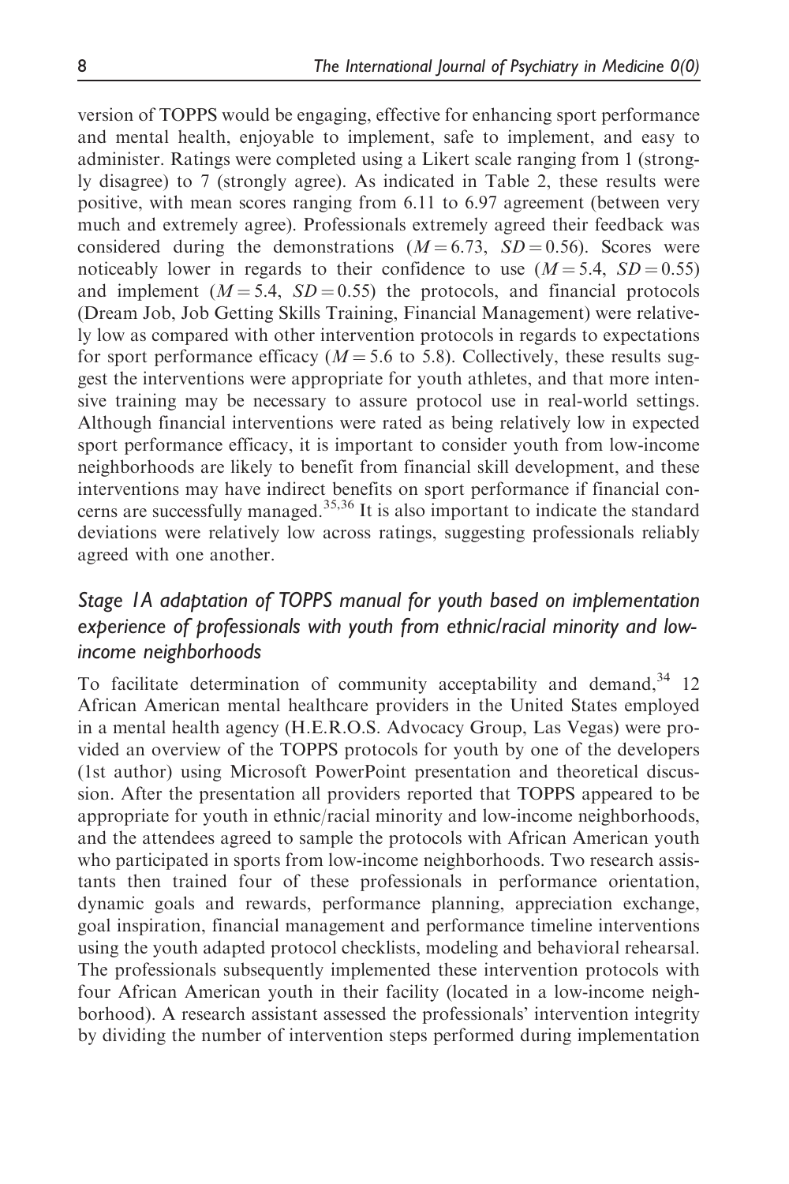version of TOPPS would be engaging, effective for enhancing sport performance and mental health, enjoyable to implement, safe to implement, and easy to administer. Ratings were completed using a Likert scale ranging from 1 (strongly disagree) to 7 (strongly agree). As indicated in Table 2, these results were positive, with mean scores ranging from 6.11 to 6.97 agreement (between very much and extremely agree). Professionals extremely agreed their feedback was considered during the demonstrations ($M = 6.73$, $SD = 0.56$). Scores were noticeably lower in regards to their confidence to use ($M = 5.4$, $SD = 0.55$) and implement ($M = 5.4$, $SD = 0.55$) the protocols, and financial protocols (Dream Job, Job Getting Skills Training, Financial Management) were relatively low as compared with other intervention protocols in regards to expectations for sport performance efficacy ($M = 5.6$ to 5.8). Collectively, these results suggest the interventions were appropriate for youth athletes, and that more intensive training may be necessary to assure protocol use in real-world settings. Although financial interventions were rated as being relatively low in expected sport performance efficacy, it is important to consider youth from low-income neighborhoods are likely to benefit from financial skill development, and these interventions may have indirect benefits on sport performance if financial concerns are successfully managed.[35,36] It is also important to indicate the standard deviations were relatively low across ratings, suggesting professionals reliably agreed with one another.

### *Stage 1A adaptation of TOPPS manual for youth based on implementation experience of professionals with youth from ethnic/racial minority and low-income neighborhoods*

To facilitate determination of community acceptability and demand,[34] 12 African American mental healthcare providers in the United States employed in a mental health agency (H.E.R.O.S. Advocacy Group, Las Vegas) were provided an overview of the TOPPS protocols for youth by one of the developers (1st author) using Microsoft PowerPoint presentation and theoretical discussion. After the presentation all providers reported that TOPPS appeared to be appropriate for youth in ethnic/racial minority and low-income neighborhoods, and the attendees agreed to sample the protocols with African American youth who participated in sports from low-income neighborhoods. Two research assistants then trained four of these professionals in performance orientation, dynamic goals and rewards, performance planning, appreciation exchange, goal inspiration, financial management and performance timeline interventions using the youth adapted protocol checklists, modeling and behavioral rehearsal. The professionals subsequently implemented these intervention protocols with four African American youth in their facility (located in a low-income neighborhood). A research assistant assessed the professionals' intervention integrity by dividing the number of intervention steps performed during implementation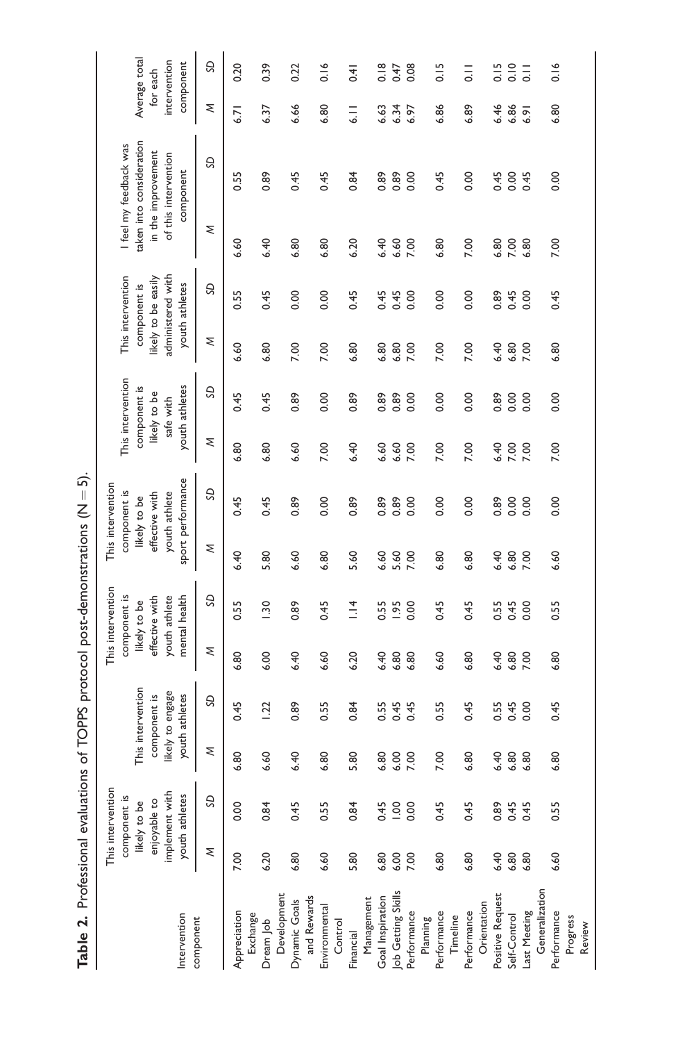**Table 2.** Professional evaluations of TOPPS protocol post-demonstrations (N = 5).

| Intervention component | This intervention component is likely to be enjoyable to implement with youth athletes | | This intervention component is likely to engage youth athletes | | This intervention component is likely to be effective with youth athlete mental health | | This intervention component is likely to be effective with youth athlete sport performance | | This intervention component is likely to be safe with youth athletes | | This intervention component is likely to be easily administered with youth athletes | | I feel my feedback was taken into consideration in the improvement of this intervention component | | Average total for each intervention component | |
|---|---|---|---|---|---|---|---|---|---|---|---|---|---|---|---|---|
| | *M* | *SD* | *M* | *SD* | *M* | *SD* | *M* | *SD* | *M* | *SD* | *M* | *SD* | *M* | *SD* | *M* | *SD* |
| Appreciation Exchange | 7.00 | 0.00 | 6.80 | 0.45 | 6.80 | 0.55 | 6.40 | 0.45 | 6.80 | 0.45 | 6.60 | 0.55 | 6.60 | 0.55 | 6.71 | 0.20 |
| Dream Job Development | 6.20 | 0.84 | 6.60 | 1.22 | 6.00 | 1.30 | 5.80 | 0.45 | 6.80 | 0.45 | 6.80 | 0.45 | 6.40 | 0.89 | 6.37 | 0.39 |
| Dynamic Goals and Rewards | 6.80 | 0.45 | 6.40 | 0.89 | 6.40 | 0.89 | 6.60 | 0.89 | 6.60 | 0.89 | 7.00 | 0.00 | 6.80 | 0.45 | 6.66 | 0.22 |
| Environmental Control | 6.60 | 0.55 | 6.80 | 0.55 | 6.60 | 0.45 | 6.80 | 0.00 | 7.00 | 0.00 | 7.00 | 0.00 | 6.80 | 0.45 | 6.80 | 0.16 |
| Financial Management | 5.80 | 0.84 | 5.80 | 0.84 | 6.20 | 1.14 | 5.60 | 0.89 | 6.40 | 0.89 | 6.80 | 0.45 | 6.20 | 0.84 | 6.11 | 0.41 |
| Goal Inspiration | 6.80 | 0.45 | 6.80 | 0.55 | 6.40 | 0.55 | 6.60 | 0.89 | 6.60 | 0.89 | 6.80 | 0.45 | 6.40 | 0.89 | 6.63 | 0.18 |
| Job Getting Skills | 6.00 | 1.00 | 6.00 | 0.45 | 6.80 | 1.95 | 5.60 | 0.89 | 6.60 | 0.89 | 6.80 | 0.45 | 6.60 | 0.89 | 6.34 | 0.47 |
| Performance Planning | 7.00 | 0.00 | 7.00 | 0.45 | 6.80 | 0.00 | 7.00 | 0.00 | 7.00 | 0.00 | 7.00 | 0.00 | 7.00 | 0.00 | 6.97 | 0.08 |
| Performance Timeline | 6.80 | 0.45 | 7.00 | 0.55 | 6.60 | 0.45 | 6.80 | 0.00 | 7.00 | 0.00 | 7.00 | 0.00 | 6.80 | 0.45 | 6.86 | 0.15 |
| Performance Orientation | 6.80 | 0.45 | 6.80 | 0.45 | 6.80 | 0.45 | 6.80 | 0.00 | 7.00 | 0.00 | 7.00 | 0.00 | 7.00 | 0.00 | 6.89 | 0.11 |
| Positive Request | 6.40 | 0.89 | 6.40 | 0.55 | 6.40 | 0.55 | 6.40 | 0.89 | 6.40 | 0.89 | 6.40 | 0.89 | 6.80 | 0.45 | 6.46 | 0.15 |
| Self-Control | 6.80 | 0.45 | 6.80 | 0.45 | 6.80 | 0.45 | 6.80 | 0.00 | 7.00 | 0.00 | 6.80 | 0.45 | 7.00 | 0.00 | 6.86 | 0.10 |
| Last Meeting Generalization | 6.80 | 0.45 | 6.80 | 0.00 | 7.00 | 0.00 | 7.00 | 0.00 | 7.00 | 0.00 | 7.00 | 0.00 | 6.80 | 0.45 | 6.91 | 0.11 |
| Performance Progress Review | 6.60 | 0.55 | 6.80 | 0.45 | 6.80 | 0.55 | 6.60 | 0.00 | 7.00 | 0.00 | 6.80 | 0.45 | 7.00 | 0.00 | 6.80 | 0.16 |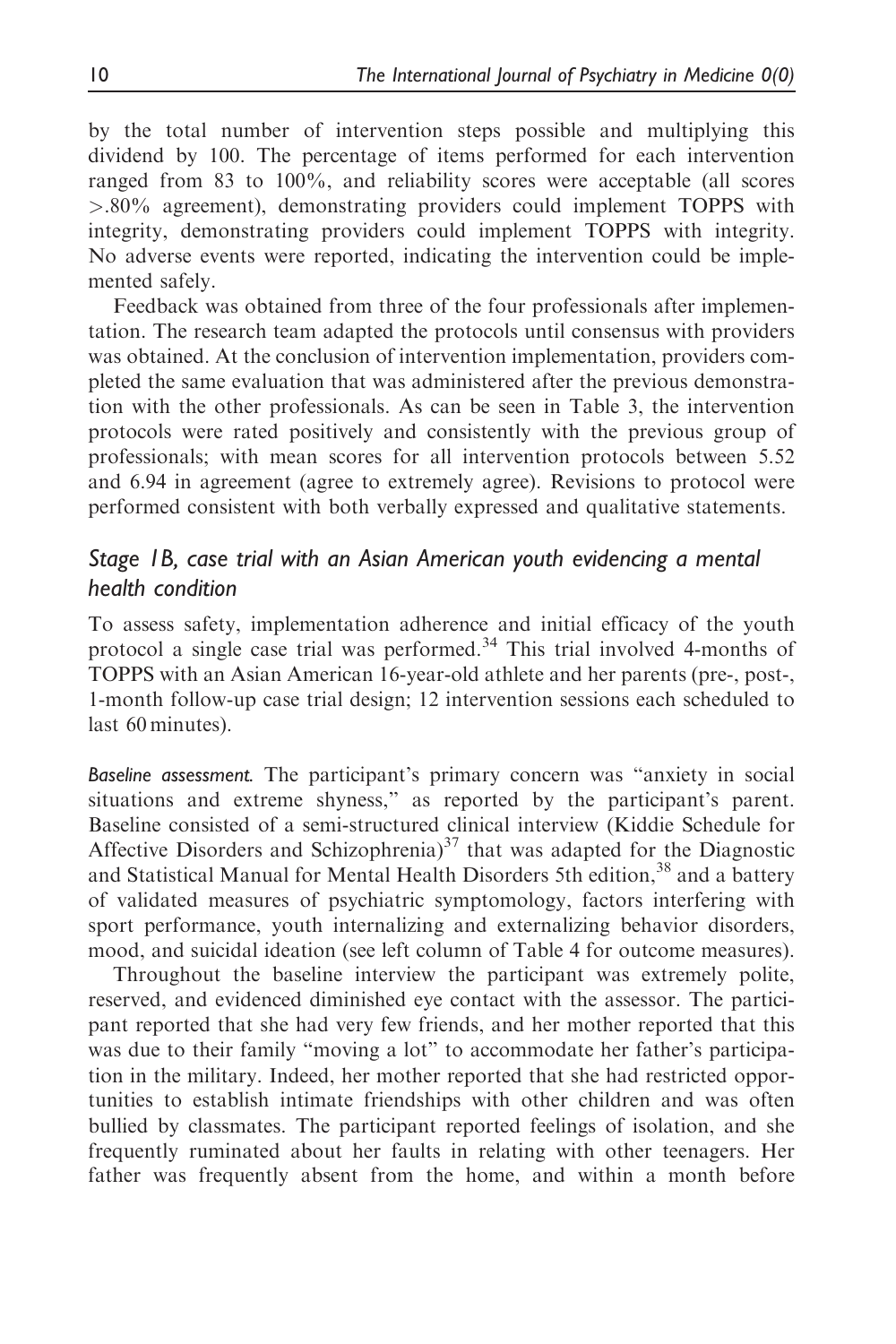by the total number of intervention steps possible and multiplying this dividend by 100. The percentage of items performed for each intervention ranged from 83 to 100%, and reliability scores were acceptable (all scores >.80% agreement), demonstrating providers could implement TOPPS with integrity, demonstrating providers could implement TOPPS with integrity. No adverse events were reported, indicating the intervention could be implemented safely.

Feedback was obtained from three of the four professionals after implementation. The research team adapted the protocols until consensus with providers was obtained. At the conclusion of intervention implementation, providers completed the same evaluation that was administered after the previous demonstration with the other professionals. As can be seen in Table 3, the intervention protocols were rated positively and consistently with the previous group of professionals; with mean scores for all intervention protocols between 5.52 and 6.94 in agreement (agree to extremely agree). Revisions to protocol were performed consistent with both verbally expressed and qualitative statements.

### *Stage 1B, case trial with an Asian American youth evidencing a mental health condition*

To assess safety, implementation adherence and initial efficacy of the youth protocol a single case trial was performed.[34] This trial involved 4-months of TOPPS with an Asian American 16-year-old athlete and her parents (pre-, post-, 1-month follow-up case trial design; 12 intervention sessions each scheduled to last 60 minutes).

*Baseline assessment.* The participant's primary concern was "anxiety in social situations and extreme shyness," as reported by the participant's parent. Baseline consisted of a semi-structured clinical interview (Kiddie Schedule for Affective Disorders and Schizophrenia)[37] that was adapted for the Diagnostic and Statistical Manual for Mental Health Disorders 5th edition,[38] and a battery of validated measures of psychiatric symptomology, factors interfering with sport performance, youth internalizing and externalizing behavior disorders, mood, and suicidal ideation (see left column of Table 4 for outcome measures).

Throughout the baseline interview the participant was extremely polite, reserved, and evidenced diminished eye contact with the assessor. The participant reported that she had very few friends, and her mother reported that this was due to their family "moving a lot" to accommodate her father's participation in the military. Indeed, her mother reported that she had restricted opportunities to establish intimate friendships with other children and was often bullied by classmates. The participant reported feelings of isolation, and she frequently ruminated about her faults in relating with other teenagers. Her father was frequently absent from the home, and within a month before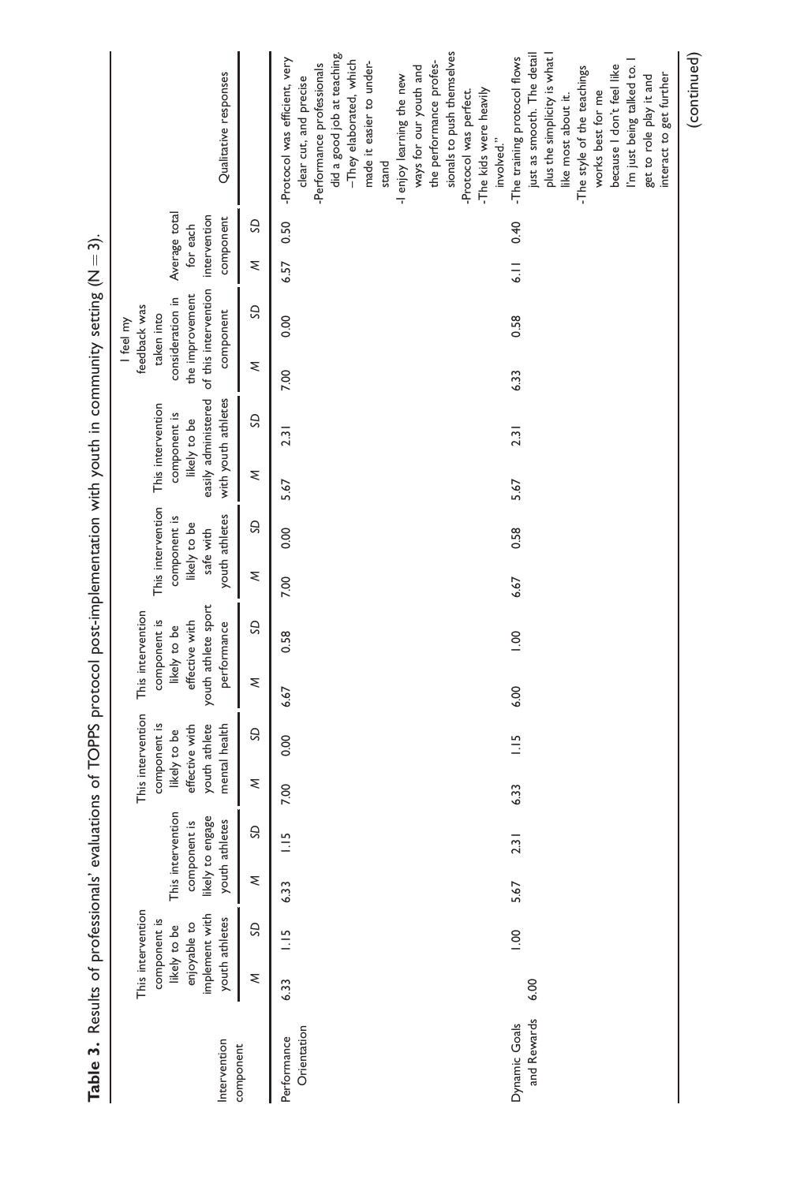**Table 3.** Results of professionals' evaluations of TOPPS protocol post-implementation with youth in community setting (N = 3).

| Intervention component | This intervention component is likely to be enjoyable to implement with youth athletes | | This intervention component is likely to engage youth athletes | | This intervention component is likely to be effective with youth athlete mental health | | This intervention component is likely to be effective with youth athlete sport performance | | This intervention component is likely to be safe with youth athletes | | This intervention component is likely to be easily administered with youth athletes | | I feel my feedback was taken into consideration in the improvement of this intervention component | | Average total for each intervention component | | Qualitative responses |
|---|---|---|---|---|---|---|---|---|---|---|---|---|---|---|---|---|---|
| | M | SD | M | SD | M | SD | M | SD | M | SD | M | SD | M | SD | M | SD | |
| Performance Orientation | 6.33 | 1.15 | 6.33 | 1.15 | 7.00 | 0.00 | 6.67 | 0.58 | 7.00 | 0.00 | 5.67 | 2.31 | 7.00 | 0.00 | 6.57 | 0.50 | -Protocol was efficient, very clear cut, and precise -Performance professionals did a good job at teaching. –They elaborated, which made it easier to understand -I enjoy learning the new ways for our youth and the performance professionals to push themselves -Protocol was perfect. -The kids were heavily involved." |
| Dynamic Goals and Rewards | 6.00 | 1.00 | 5.67 | 2.31 | 6.33 | 1.15 | 6.00 | 1.00 | 6.67 | 0.58 | 5.67 | 2.31 | 6.33 | 0.58 | 6.11 | 0.40 | -The training protocol flows just as smooth. The detail plus the simplicity is what I like most about it. -The style of the teachings works best for me because I don't feel like I'm just being talked to. I get to role play it and interact to get further |

(continued)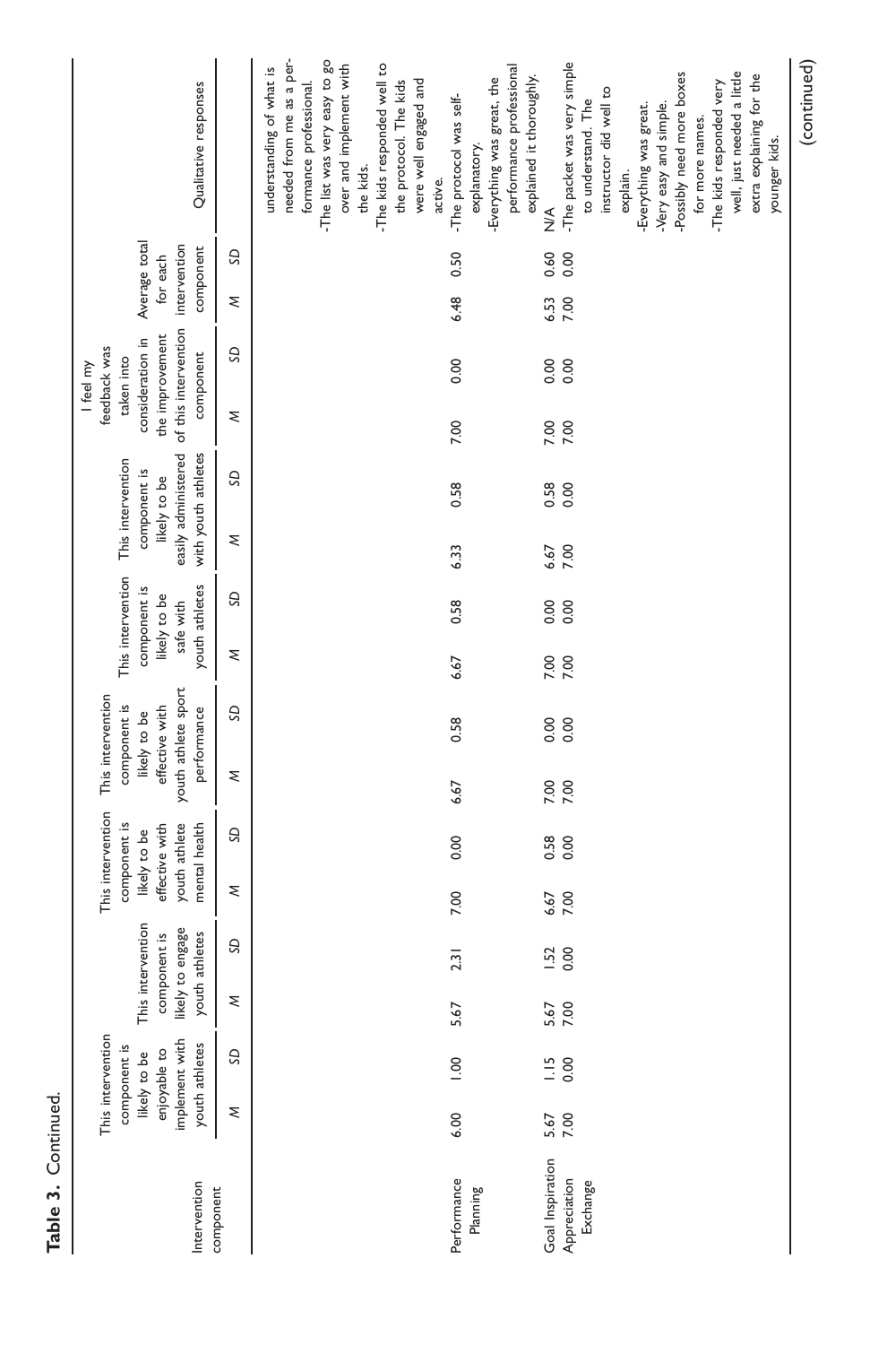**Table 3.** Continued.

| Intervention component | This intervention component is likely to be enjoyable to implement with youth athletes | | This intervention component is likely to engage youth athletes | | This intervention component is likely to be effective with youth athlete mental health | | This intervention component is likely to be effective with youth athlete sport performance | | This intervention component is likely to be safe with youth athletes | | This intervention component is likely to be easily administered with youth athletes | | I feel my feedback was taken into consideration in the improvement of this intervention component | | Average total for each intervention component | | Qualitative responses |
|---|---|---|---|---|---|---|---|---|---|---|---|---|---|---|---|---|---|
| | *M* | *SD* | *M* | *SD* | *M* | *SD* | *M* | *SD* | *M* | *SD* | *M* | *SD* | *M* | *SD* | *M* | *SD* | |
| | | | | | | | | | | | | | | | | | understanding of what is needed from me as a performance professional.<br>-The list was very easy to go over and implement with the kids.<br>-The kids responded well to the protocol. The kids were well engaged and active. |
| Performance Planning | 6.00 | 1.00 | 5.67 | 2.31 | 7.00 | 0.00 | 6.67 | 0.58 | 6.67 | 0.58 | 6.33 | 0.58 | 7.00 | 0.00 | 6.48 | 0.50 | -The protocol was self-explanatory.<br>-Everything was great, the performance professional explained it thoroughly. |
| Goal Inspiration | 5.67 | 1.15 | 5.67 | 1.52 | 6.67 | 0.58 | 7.00 | 0.00 | 7.00 | 0.00 | 6.67 | 0.58 | 7.00 | 0.00 | 6.53 | 0.60 | N/A |
| Appreciation Exchange | 7.00 | 0.00 | 7.00 | 0.00 | 7.00 | 0.00 | 7.00 | 0.00 | 7.00 | 0.00 | 7.00 | 0.00 | 7.00 | 0.00 | 7.00 | 0.00 | -The packet was very simple to understand. The instructor did well to explain.<br>-Everything was great.<br>-Very easy and simple.<br>-Possibly need more boxes for more names.<br>-The kids responded very well, just needed a little extra explaining for the younger kids. |

(continued)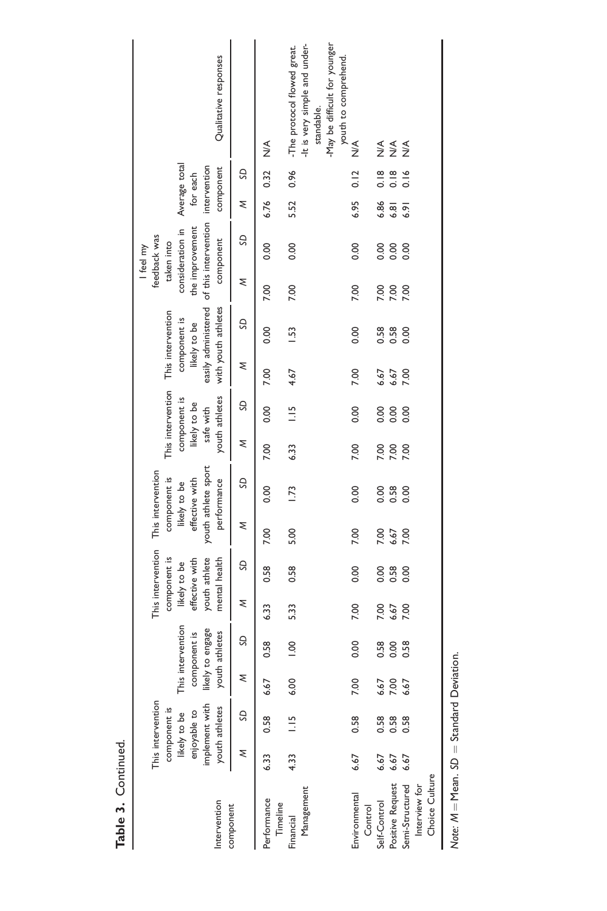**Table 3.** Continued.

| Intervention component | This intervention component is likely to be enjoyable to implement with youth athletes | | This intervention component is likely to engage youth athletes | | This intervention component is likely to be effective with youth athlete mental health | | This intervention component is likely to be effective with youth athlete sport performance | | This intervention component is likely to be safe with youth athletes | | This intervention component is likely to be easily administered with youth athletes | | I feel my feedback was taken into consideration in the improvement of this intervention component | | Average total for each intervention component | | Qualitative responses |
|---|---|---|---|---|---|---|---|---|---|---|---|---|---|---|---|---|---|
| | *M* | *SD* | *M* | *SD* | *M* | *SD* | *M* | *SD* | *M* | *SD* | *M* | *SD* | *M* | *SD* | *M* | *SD* | |
| Performance Timeline | 6.33 | 0.58 | 6.67 | 0.58 | 6.33 | 0.58 | 7.00 | 0.00 | 7.00 | 0.00 | 7.00 | 0.00 | 7.00 | 0.00 | 6.76 | 0.32 | N/A |
| Financial Management | 4.33 | 1.15 | 6.00 | 1.00 | 5.33 | 0.58 | 5.00 | 1.73 | 6.33 | 1.15 | 4.67 | 1.53 | 7.00 | 0.00 | 5.52 | 0.96 | -The protocol flowed great. -It is very simple and understandable. -May be difficult for younger youth to comprehend. |
| Environmental Control | 6.67 | 0.58 | 7.00 | 0.00 | 7.00 | 0.00 | 7.00 | 0.00 | 7.00 | 0.00 | 7.00 | 0.00 | 7.00 | 0.00 | 6.95 | 0.12 | N/A |
| Self-Control | 6.67 | 0.58 | 6.67 | 0.58 | 7.00 | 0.00 | 7.00 | 0.00 | 7.00 | 0.00 | 6.67 | 0.58 | 7.00 | 0.00 | 6.86 | 0.18 | N/A |
| Positive Request | 6.67 | 0.58 | 7.00 | 0.00 | 6.67 | 0.58 | 6.67 | 0.58 | 7.00 | 0.00 | 6.67 | 0.58 | 7.00 | 0.00 | 6.81 | 0.18 | N/A |
| Semi-Structured Interview for Choice Culture | 6.67 | 0.58 | 6.67 | 0.58 | 7.00 | 0.00 | 7.00 | 0.00 | 7.00 | 0.00 | 7.00 | 0.00 | 7.00 | 0.00 | 6.91 | 0.16 | N/A |

*Note: M* = Mean. *SD* = Standard Deviation.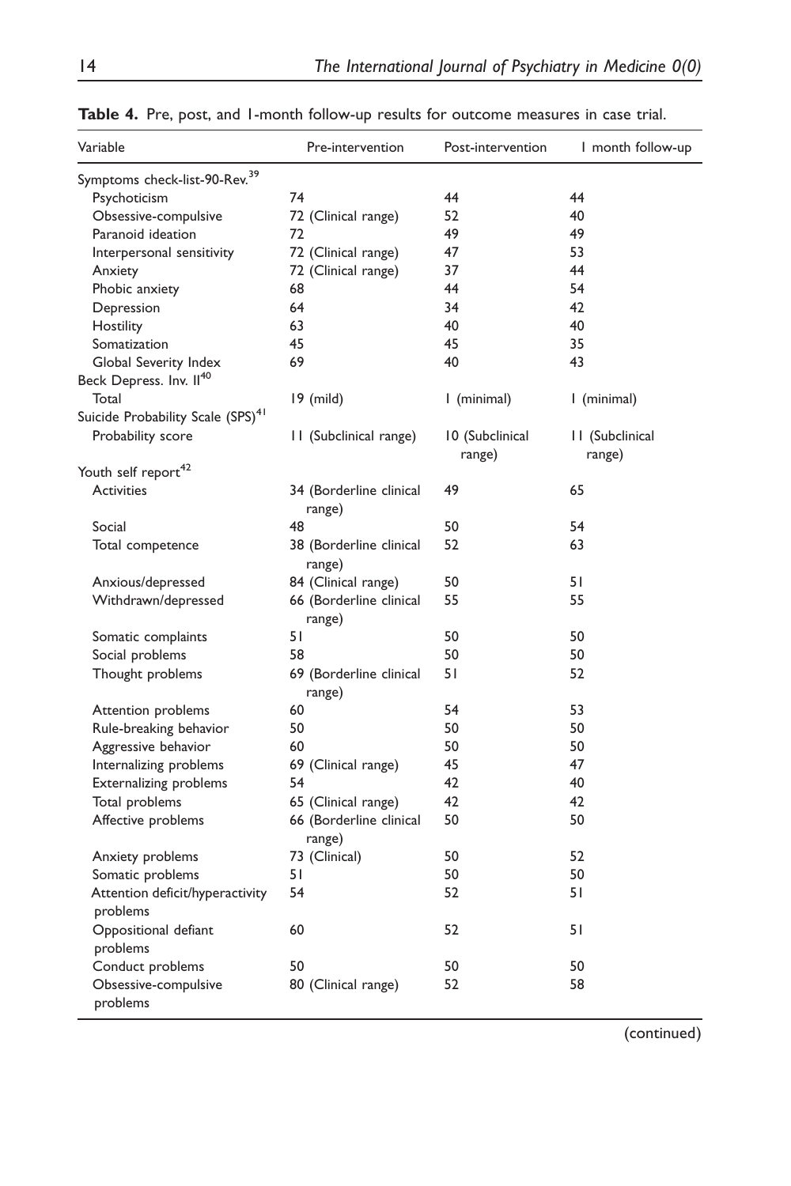**Table 4.** Pre, post, and 1-month follow-up results for outcome measures in case trial.

| Variable | Pre-intervention | Post-intervention | 1 month follow-up |
|---|---|---|---|
| Symptoms check-list-90-Rev.[39] | | | |
| Psychoticism | 74 | 44 | 44 |
| Obsessive-compulsive | 72 (Clinical range) | 52 | 40 |
| Paranoid ideation | 72 | 49 | 49 |
| Interpersonal sensitivity | 72 (Clinical range) | 47 | 53 |
| Anxiety | 72 (Clinical range) | 37 | 44 |
| Phobic anxiety | 68 | 44 | 54 |
| Depression | 64 | 34 | 42 |
| Hostility | 63 | 40 | 40 |
| Somatization | 45 | 45 | 35 |
| Global Severity Index | 69 | 40 | 43 |
| Beck Depress. Inv. II[40] | | | |
| Total | 19 (mild) | 1 (minimal) | 1 (minimal) |
| Suicide Probability Scale (SPS)[41] | | | |
| Probability score | 11 (Subclinical range) | 10 (Subclinical range) | 11 (Subclinical range) |
| Youth self report[42] | | | |
| Activities | 34 (Borderline clinical range) | 49 | 65 |
| Social | 48 | 50 | 54 |
| Total competence | 38 (Borderline clinical range) | 52 | 63 |
| Anxious/depressed | 84 (Clinical range) | 50 | 51 |
| Withdrawn/depressed | 66 (Borderline clinical range) | 55 | 55 |
| Somatic complaints | 51 | 50 | 50 |
| Social problems | 58 | 50 | 50 |
| Thought problems | 69 (Borderline clinical range) | 51 | 52 |
| Attention problems | 60 | 54 | 53 |
| Rule-breaking behavior | 50 | 50 | 50 |
| Aggressive behavior | 60 | 50 | 50 |
| Internalizing problems | 69 (Clinical range) | 45 | 47 |
| Externalizing problems | 54 | 42 | 40 |
| Total problems | 65 (Clinical range) | 42 | 42 |
| Affective problems | 66 (Borderline clinical range) | 50 | 50 |
| Anxiety problems | 73 (Clinical) | 50 | 52 |
| Somatic problems | 51 | 50 | 50 |
| Attention deficit/hyperactivity problems | 54 | 52 | 51 |
| Oppositional defiant problems | 60 | 52 | 51 |
| Conduct problems | 50 | 50 | 50 |
| Obsessive-compulsive problems | 80 (Clinical range) | 52 | 58 |

(continued)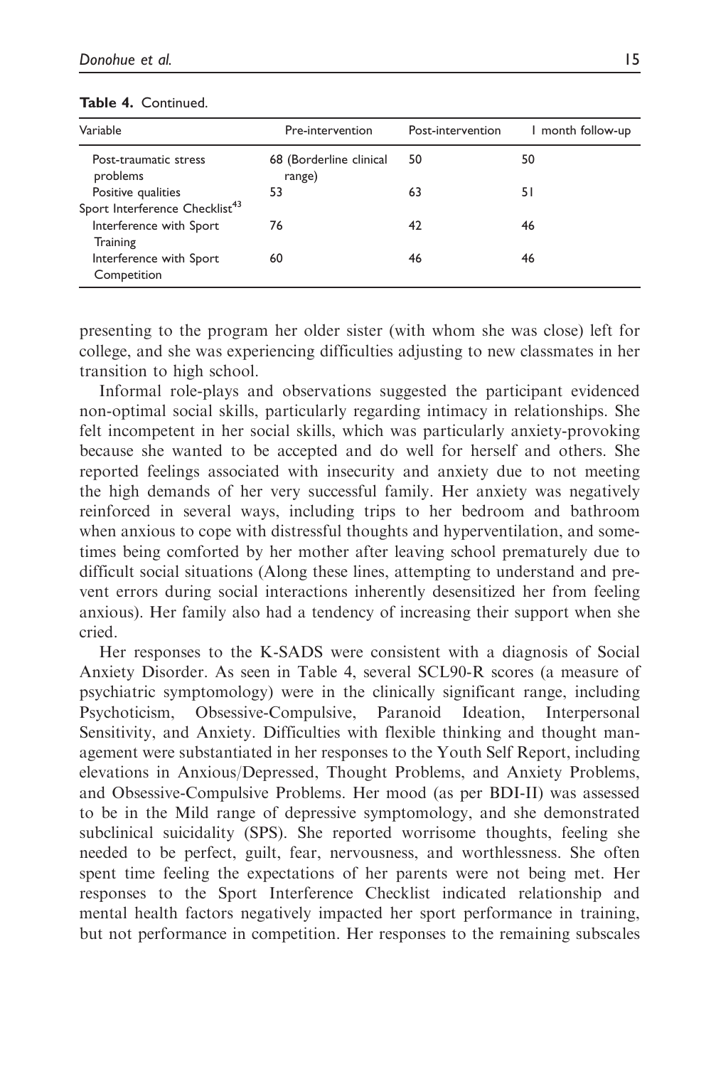**Table 4.** Continued.

| Variable | Pre-intervention | Post-intervention | 1 month follow-up |
|---|---|---|---|
| Post-traumatic stress problems | 68 (Borderline clinical range) | 50 | 50 |
| Positive qualities | 53 | 63 | 51 |
| Sport Interference Checklist[43] | | | |
| Interference with Sport Training | 76 | 42 | 46 |
| Interference with Sport Competition | 60 | 46 | 46 |

presenting to the program her older sister (with whom she was close) left for college, and she was experiencing difficulties adjusting to new classmates in her transition to high school.

Informal role-plays and observations suggested the participant evidenced non-optimal social skills, particularly regarding intimacy in relationships. She felt incompetent in her social skills, which was particularly anxiety-provoking because she wanted to be accepted and do well for herself and others. She reported feelings associated with insecurity and anxiety due to not meeting the high demands of her very successful family. Her anxiety was negatively reinforced in several ways, including trips to her bedroom and bathroom when anxious to cope with distressful thoughts and hyperventilation, and sometimes being comforted by her mother after leaving school prematurely due to difficult social situations (Along these lines, attempting to understand and prevent errors during social interactions inherently desensitized her from feeling anxious). Her family also had a tendency of increasing their support when she cried.

Her responses to the K-SADS were consistent with a diagnosis of Social Anxiety Disorder. As seen in Table 4, several SCL90-R scores (a measure of psychiatric symptomology) were in the clinically significant range, including Psychoticism, Obsessive-Compulsive, Paranoid Ideation, Interpersonal Sensitivity, and Anxiety. Difficulties with flexible thinking and thought management were substantiated in her responses to the Youth Self Report, including elevations in Anxious/Depressed, Thought Problems, and Anxiety Problems, and Obsessive-Compulsive Problems. Her mood (as per BDI-II) was assessed to be in the Mild range of depressive symptomology, and she demonstrated subclinical suicidality (SPS). She reported worrisome thoughts, feeling she needed to be perfect, guilt, fear, nervousness, and worthlessness. She often spent time feeling the expectations of her parents were not being met. Her responses to the Sport Interference Checklist indicated relationship and mental health factors negatively impacted her sport performance in training, but not performance in competition. Her responses to the remaining subscales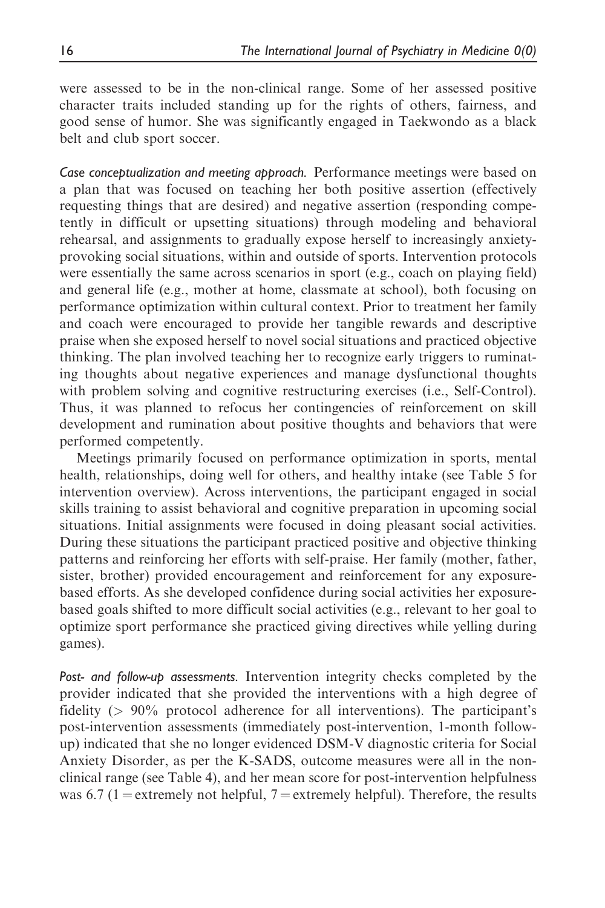were assessed to be in the non-clinical range. Some of her assessed positive character traits included standing up for the rights of others, fairness, and good sense of humor. She was significantly engaged in Taekwondo as a black belt and club sport soccer.

*Case conceptualization and meeting approach.* Performance meetings were based on a plan that was focused on teaching her both positive assertion (effectively requesting things that are desired) and negative assertion (responding competently in difficult or upsetting situations) through modeling and behavioral rehearsal, and assignments to gradually expose herself to increasingly anxiety-provoking social situations, within and outside of sports. Intervention protocols were essentially the same across scenarios in sport (e.g., coach on playing field) and general life (e.g., mother at home, classmate at school), both focusing on performance optimization within cultural context. Prior to treatment her family and coach were encouraged to provide her tangible rewards and descriptive praise when she exposed herself to novel social situations and practiced objective thinking. The plan involved teaching her to recognize early triggers to ruminating thoughts about negative experiences and manage dysfunctional thoughts with problem solving and cognitive restructuring exercises (i.e., Self-Control). Thus, it was planned to refocus her contingencies of reinforcement on skill development and rumination about positive thoughts and behaviors that were performed competently.

Meetings primarily focused on performance optimization in sports, mental health, relationships, doing well for others, and healthy intake (see Table 5 for intervention overview). Across interventions, the participant engaged in social skills training to assist behavioral and cognitive preparation in upcoming social situations. Initial assignments were focused in doing pleasant social activities. During these situations the participant practiced positive and objective thinking patterns and reinforcing her efforts with self-praise. Her family (mother, father, sister, brother) provided encouragement and reinforcement for any exposure-based efforts. As she developed confidence during social activities her exposure-based goals shifted to more difficult social activities (e.g., relevant to her goal to optimize sport performance she practiced giving directives while yelling during games).

*Post- and follow-up assessments.* Intervention integrity checks completed by the provider indicated that she provided the interventions with a high degree of fidelity (> 90% protocol adherence for all interventions). The participant's post-intervention assessments (immediately post-intervention, 1-month follow-up) indicated that she no longer evidenced DSM-V diagnostic criteria for Social Anxiety Disorder, as per the K-SADS, outcome measures were all in the non-clinical range (see Table 4), and her mean score for post-intervention helpfulness was 6.7 (1 = extremely not helpful, 7 = extremely helpful). Therefore, the results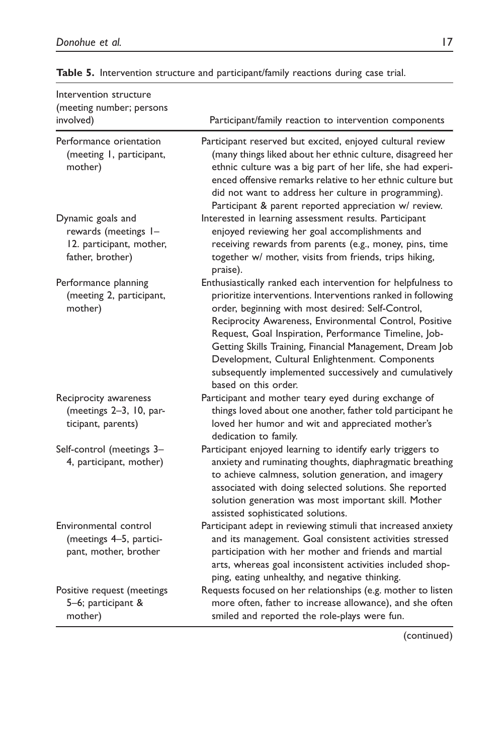**Table 5.** Intervention structure and participant/family reactions during case trial.

| Intervention structure (meeting number; persons involved) | Participant/family reaction to intervention components |
|---|---|
| Performance orientation (meeting 1, participant, mother) | Participant reserved but excited, enjoyed cultural review (many things liked about her ethnic culture, disagreed her ethnic culture was a big part of her life, she had experienced offensive remarks relative to her ethnic culture but did not want to address her culture in programming). Participant & parent reported appreciation w/ review. |
| Dynamic goals and rewards (meetings 1–12. participant, mother, father, brother) | Interested in learning assessment results. Participant enjoyed reviewing her goal accomplishments and receiving rewards from parents (e.g., money, pins, time together w/ mother, visits from friends, trips hiking, praise). |
| Performance planning (meeting 2, participant, mother) | Enthusiastically ranked each intervention for helpfulness to prioritize interventions. Interventions ranked in following order, beginning with most desired: Self-Control, Reciprocity Awareness, Environmental Control, Positive Request, Goal Inspiration, Performance Timeline, Job-Getting Skills Training, Financial Management, Dream Job Development, Cultural Enlightenment. Components subsequently implemented successively and cumulatively based on this order. |
| Reciprocity awareness (meetings 2–3, 10, participant, parents) | Participant and mother teary eyed during exchange of things loved about one another, father told participant he loved her humor and wit and appreciated mother's dedication to family. |
| Self-control (meetings 3–4, participant, mother) | Participant enjoyed learning to identify early triggers to anxiety and ruminating thoughts, diaphragmatic breathing to achieve calmness, solution generation, and imagery associated with doing selected solutions. She reported solution generation was most important skill. Mother assisted sophisticated solutions. |
| Environmental control (meetings 4–5, participant, mother, brother | Participant adept in reviewing stimuli that increased anxiety and its management. Goal consistent activities stressed participation with her mother and friends and martial arts, whereas goal inconsistent activities included shopping, eating unhealthy, and negative thinking. |
| Positive request (meetings 5–6; participant & mother) | Requests focused on her relationships (e.g. mother to listen more often, father to increase allowance), and she often smiled and reported the role-plays were fun. |

(continued)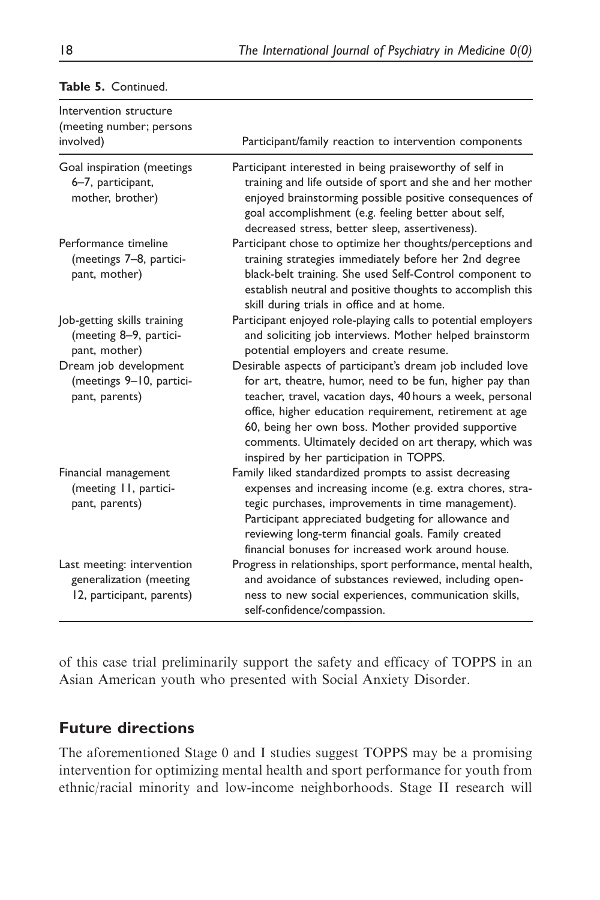**Table 5.** Continued.

| Intervention structure (meeting number; persons involved) | Participant/family reaction to intervention components |
| --- | --- |
| Goal inspiration (meetings 6–7, participant, mother, brother) | Participant interested in being praiseworthy of self in training and life outside of sport and she and her mother enjoyed brainstorming possible positive consequences of goal accomplishment (e.g. feeling better about self, decreased stress, better sleep, assertiveness). |
| Performance timeline (meetings 7–8, participant, mother) | Participant chose to optimize her thoughts/perceptions and training strategies immediately before her 2nd degree black-belt training. She used Self-Control component to establish neutral and positive thoughts to accomplish this skill during trials in office and at home. |
| Job-getting skills training (meeting 8–9, participant, mother) | Participant enjoyed role-playing calls to potential employers and soliciting job interviews. Mother helped brainstorm potential employers and create resume. |
| Dream job development (meetings 9–10, participant, parents) | Desirable aspects of participant's dream job included love for art, theatre, humor, need to be fun, higher pay than teacher, travel, vacation days, 40 hours a week, personal office, higher education requirement, retirement at age 60, being her own boss. Mother provided supportive comments. Ultimately decided on art therapy, which was inspired by her participation in TOPPS. |
| Financial management (meeting 11, participant, parents) | Family liked standardized prompts to assist decreasing expenses and increasing income (e.g. extra chores, strategic purchases, improvements in time management). Participant appreciated budgeting for allowance and reviewing long-term financial goals. Family created financial bonuses for increased work around house. |
| Last meeting: intervention generalization (meeting 12, participant, parents) | Progress in relationships, sport performance, mental health, and avoidance of substances reviewed, including openness to new social experiences, communication skills, self-confidence/compassion. |

of this case trial preliminarily support the safety and efficacy of TOPPS in an Asian American youth who presented with Social Anxiety Disorder.

## Future directions

The aforementioned Stage 0 and I studies suggest TOPPS may be a promising intervention for optimizing mental health and sport performance for youth from ethnic/racial minority and low-income neighborhoods. Stage II research will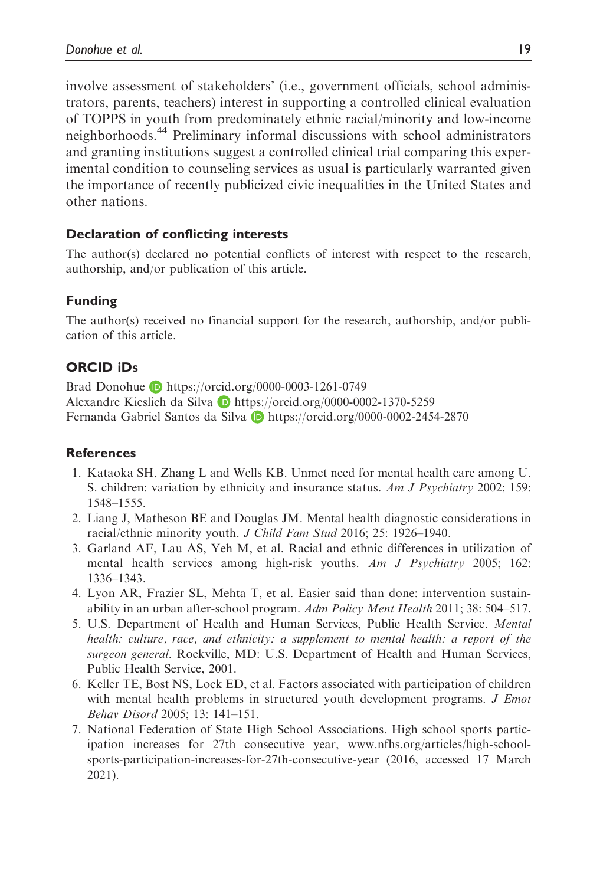involve assessment of stakeholders' (i.e., government officials, school administrators, parents, teachers) interest in supporting a controlled clinical evaluation of TOPPS in youth from predominately ethnic racial/minority and low-income neighborhoods.[44] Preliminary informal discussions with school administrators and granting institutions suggest a controlled clinical trial comparing this experimental condition to counseling services as usual is particularly warranted given the importance of recently publicized civic inequalities in the United States and other nations.

### Declaration of conflicting interests

The author(s) declared no potential conflicts of interest with respect to the research, authorship, and/or publication of this article.

### Funding

The author(s) received no financial support for the research, authorship, and/or publication of this article.

### ORCID iDs

Brad Donohue https://orcid.org/0000-0003-1261-0749
Alexandre Kieslich da Silva https://orcid.org/0000-0002-1370-5259
Fernanda Gabriel Santos da Silva https://orcid.org/0000-0002-2454-2870

### References

1. Kataoka SH, Zhang L and Wells KB. Unmet need for mental health care among U. S. children: variation by ethnicity and insurance status. *Am J Psychiatry* 2002; 159: 1548–1555.
2. Liang J, Matheson BE and Douglas JM. Mental health diagnostic considerations in racial/ethnic minority youth. *J Child Fam Stud* 2016; 25: 1926–1940.
3. Garland AF, Lau AS, Yeh M, et al. Racial and ethnic differences in utilization of mental health services among high-risk youths. *Am J Psychiatry* 2005; 162: 1336–1343.
4. Lyon AR, Frazier SL, Mehta T, et al. Easier said than done: intervention sustainability in an urban after-school program. *Adm Policy Ment Health* 2011; 38: 504–517.
5. U.S. Department of Health and Human Services, Public Health Service. *Mental health: culture, race, and ethnicity: a supplement to mental health: a report of the surgeon general*. Rockville, MD: U.S. Department of Health and Human Services, Public Health Service, 2001.
6. Keller TE, Bost NS, Lock ED, et al. Factors associated with participation of children with mental health problems in structured youth development programs. *J Emot Behav Disord* 2005; 13: 141–151.
7. National Federation of State High School Associations. High school sports participation increases for 27th consecutive year, www.nfhs.org/articles/high-school-sports-participation-increases-for-27th-consecutive-year (2016, accessed 17 March 2021).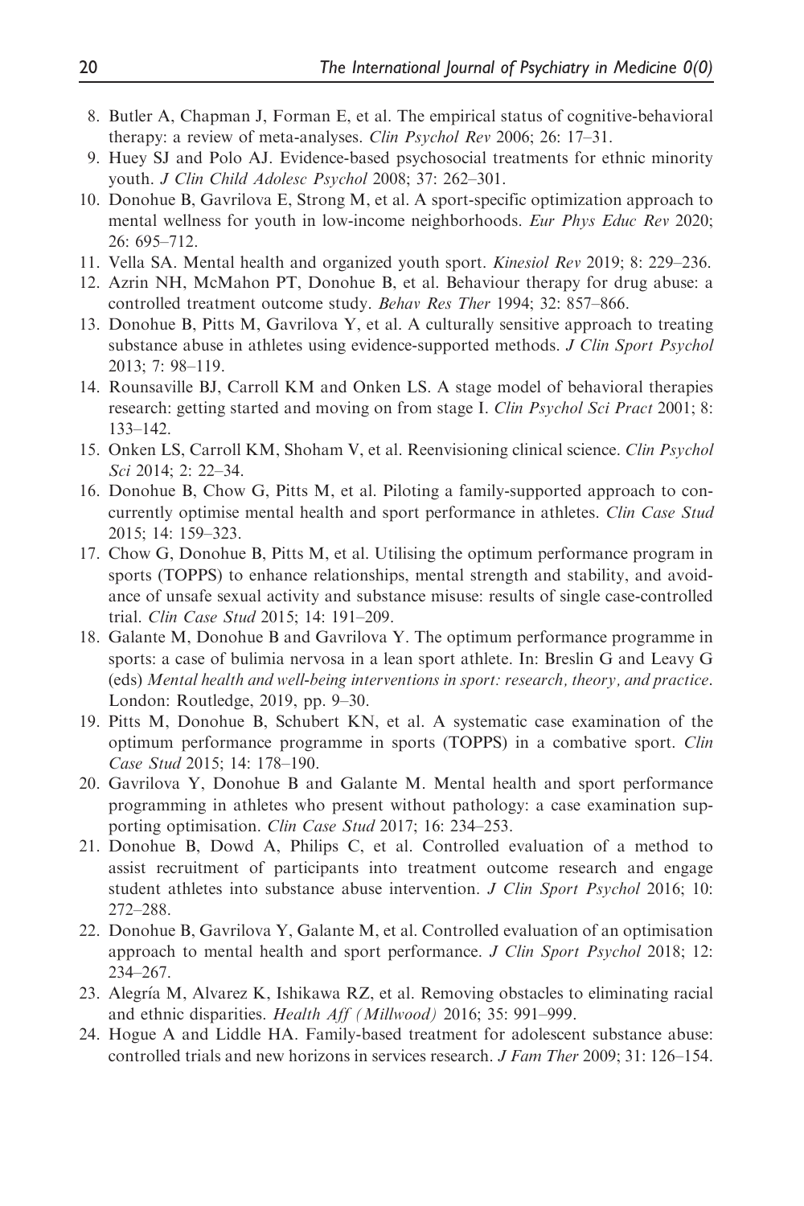8. Butler A, Chapman J, Forman E, et al. The empirical status of cognitive-behavioral therapy: a review of meta-analyses. *Clin Psychol Rev* 2006; 26: 17–31.
9. Huey SJ and Polo AJ. Evidence-based psychosocial treatments for ethnic minority youth. *J Clin Child Adolesc Psychol* 2008; 37: 262–301.
10. Donohue B, Gavrilova E, Strong M, et al. A sport-specific optimization approach to mental wellness for youth in low-income neighborhoods. *Eur Phys Educ Rev* 2020; 26: 695–712.
11. Vella SA. Mental health and organized youth sport. *Kinesiol Rev* 2019; 8: 229–236.
12. Azrin NH, McMahon PT, Donohue B, et al. Behaviour therapy for drug abuse: a controlled treatment outcome study. *Behav Res Ther* 1994; 32: 857–866.
13. Donohue B, Pitts M, Gavrilova Y, et al. A culturally sensitive approach to treating substance abuse in athletes using evidence-supported methods. *J Clin Sport Psychol* 2013; 7: 98–119.
14. Rounsaville BJ, Carroll KM and Onken LS. A stage model of behavioral therapies research: getting started and moving on from stage I. *Clin Psychol Sci Pract* 2001; 8: 133–142.
15. Onken LS, Carroll KM, Shoham V, et al. Reenvisioning clinical science. *Clin Psychol Sci* 2014; 2: 22–34.
16. Donohue B, Chow G, Pitts M, et al. Piloting a family-supported approach to concurrently optimise mental health and sport performance in athletes. *Clin Case Stud* 2015; 14: 159–323.
17. Chow G, Donohue B, Pitts M, et al. Utilising the optimum performance program in sports (TOPPS) to enhance relationships, mental strength and stability, and avoidance of unsafe sexual activity and substance misuse: results of single case-controlled trial. *Clin Case Stud* 2015; 14: 191–209.
18. Galante M, Donohue B and Gavrilova Y. The optimum performance programme in sports: a case of bulimia nervosa in a lean sport athlete. In: Breslin G and Leavy G (eds) *Mental health and well-being interventions in sport: research, theory, and practice*. London: Routledge, 2019, pp. 9–30.
19. Pitts M, Donohue B, Schubert KN, et al. A systematic case examination of the optimum performance programme in sports (TOPPS) in a combative sport. *Clin Case Stud* 2015; 14: 178–190.
20. Gavrilova Y, Donohue B and Galante M. Mental health and sport performance programming in athletes who present without pathology: a case examination supporting optimisation. *Clin Case Stud* 2017; 16: 234–253.
21. Donohue B, Dowd A, Philips C, et al. Controlled evaluation of a method to assist recruitment of participants into treatment outcome research and engage student athletes into substance abuse intervention. *J Clin Sport Psychol* 2016; 10: 272–288.
22. Donohue B, Gavrilova Y, Galante M, et al. Controlled evaluation of an optimisation approach to mental health and sport performance. *J Clin Sport Psychol* 2018; 12: 234–267.
23. Alegría M, Alvarez K, Ishikawa RZ, et al. Removing obstacles to eliminating racial and ethnic disparities. *Health Aff (Millwood)* 2016; 35: 991–999.
24. Hogue A and Liddle HA. Family-based treatment for adolescent substance abuse: controlled trials and new horizons in services research. *J Fam Ther* 2009; 31: 126–154.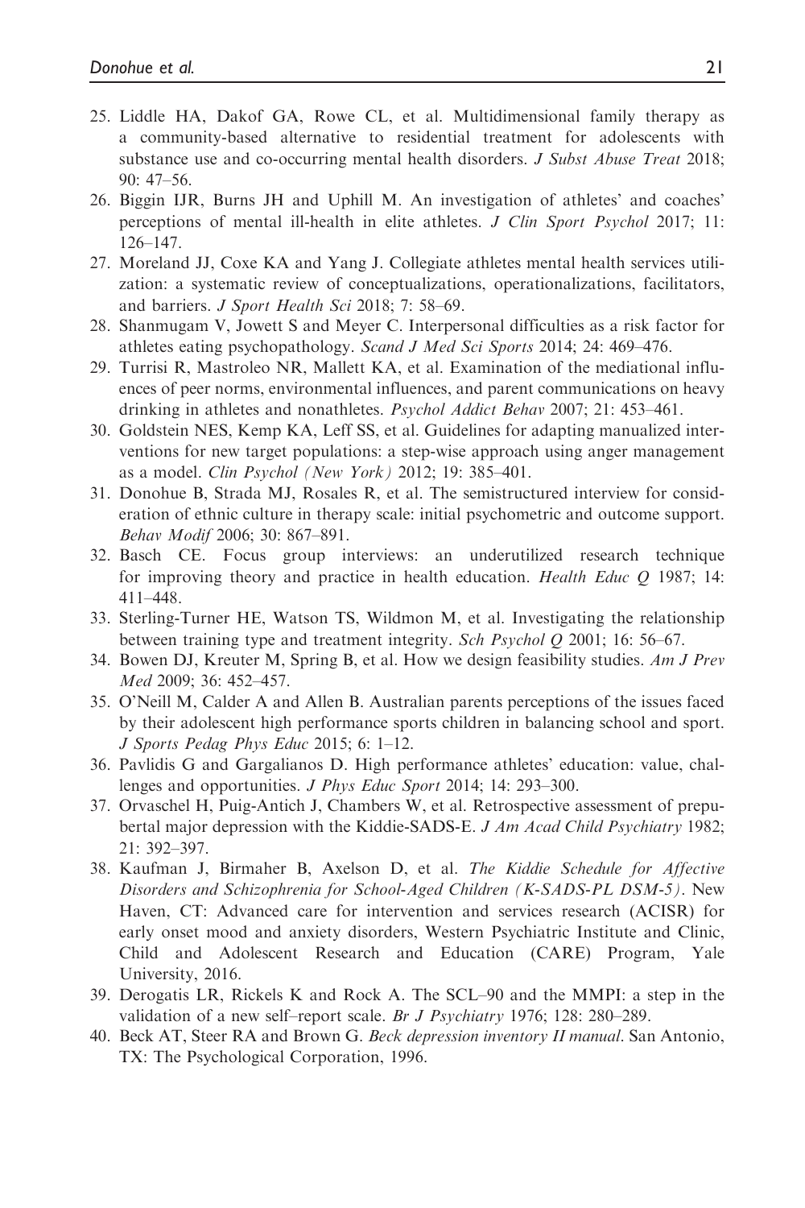25. Liddle HA, Dakof GA, Rowe CL, et al. Multidimensional family therapy as a community-based alternative to residential treatment for adolescents with substance use and co-occurring mental health disorders. *J Subst Abuse Treat* 2018; 90: 47–56.
26. Biggin IJR, Burns JH and Uphill M. An investigation of athletes' and coaches' perceptions of mental ill-health in elite athletes. *J Clin Sport Psychol* 2017; 11: 126–147.
27. Moreland JJ, Coxe KA and Yang J. Collegiate athletes mental health services utilization: a systematic review of conceptualizations, operationalizations, facilitators, and barriers. *J Sport Health Sci* 2018; 7: 58–69.
28. Shanmugam V, Jowett S and Meyer C. Interpersonal difficulties as a risk factor for athletes eating psychopathology. *Scand J Med Sci Sports* 2014; 24: 469–476.
29. Turrisi R, Mastroleo NR, Mallett KA, et al. Examination of the mediational influences of peer norms, environmental influences, and parent communications on heavy drinking in athletes and nonathletes. *Psychol Addict Behav* 2007; 21: 453–461.
30. Goldstein NES, Kemp KA, Leff SS, et al. Guidelines for adapting manualized interventions for new target populations: a step-wise approach using anger management as a model. *Clin Psychol (New York)* 2012; 19: 385–401.
31. Donohue B, Strada MJ, Rosales R, et al. The semistructured interview for consideration of ethnic culture in therapy scale: initial psychometric and outcome support. *Behav Modif* 2006; 30: 867–891.
32. Basch CE. Focus group interviews: an underutilized research technique for improving theory and practice in health education. *Health Educ Q* 1987; 14: 411–448.
33. Sterling-Turner HE, Watson TS, Wildmon M, et al. Investigating the relationship between training type and treatment integrity. *Sch Psychol Q* 2001; 16: 56–67.
34. Bowen DJ, Kreuter M, Spring B, et al. How we design feasibility studies. *Am J Prev Med* 2009; 36: 452–457.
35. O'Neill M, Calder A and Allen B. Australian parents perceptions of the issues faced by their adolescent high performance sports children in balancing school and sport. *J Sports Pedag Phys Educ* 2015; 6: 1–12.
36. Pavlidis G and Gargalianos D. High performance athletes' education: value, challenges and opportunities. *J Phys Educ Sport* 2014; 14: 293–300.
37. Orvaschel H, Puig-Antich J, Chambers W, et al. Retrospective assessment of prepubertal major depression with the Kiddie-SADS-E. *J Am Acad Child Psychiatry* 1982; 21: 392–397.
38. Kaufman J, Birmaher B, Axelson D, et al. *The Kiddie Schedule for Affective Disorders and Schizophrenia for School-Aged Children (K-SADS-PL DSM-5)*. New Haven, CT: Advanced care for intervention and services research (ACISR) for early onset mood and anxiety disorders, Western Psychiatric Institute and Clinic, Child and Adolescent Research and Education (CARE) Program, Yale University, 2016.
39. Derogatis LR, Rickels K and Rock A. The SCL–90 and the MMPI: a step in the validation of a new self–report scale. *Br J Psychiatry* 1976; 128: 280–289.
40. Beck AT, Steer RA and Brown G. *Beck depression inventory II manual*. San Antonio, TX: The Psychological Corporation, 1996.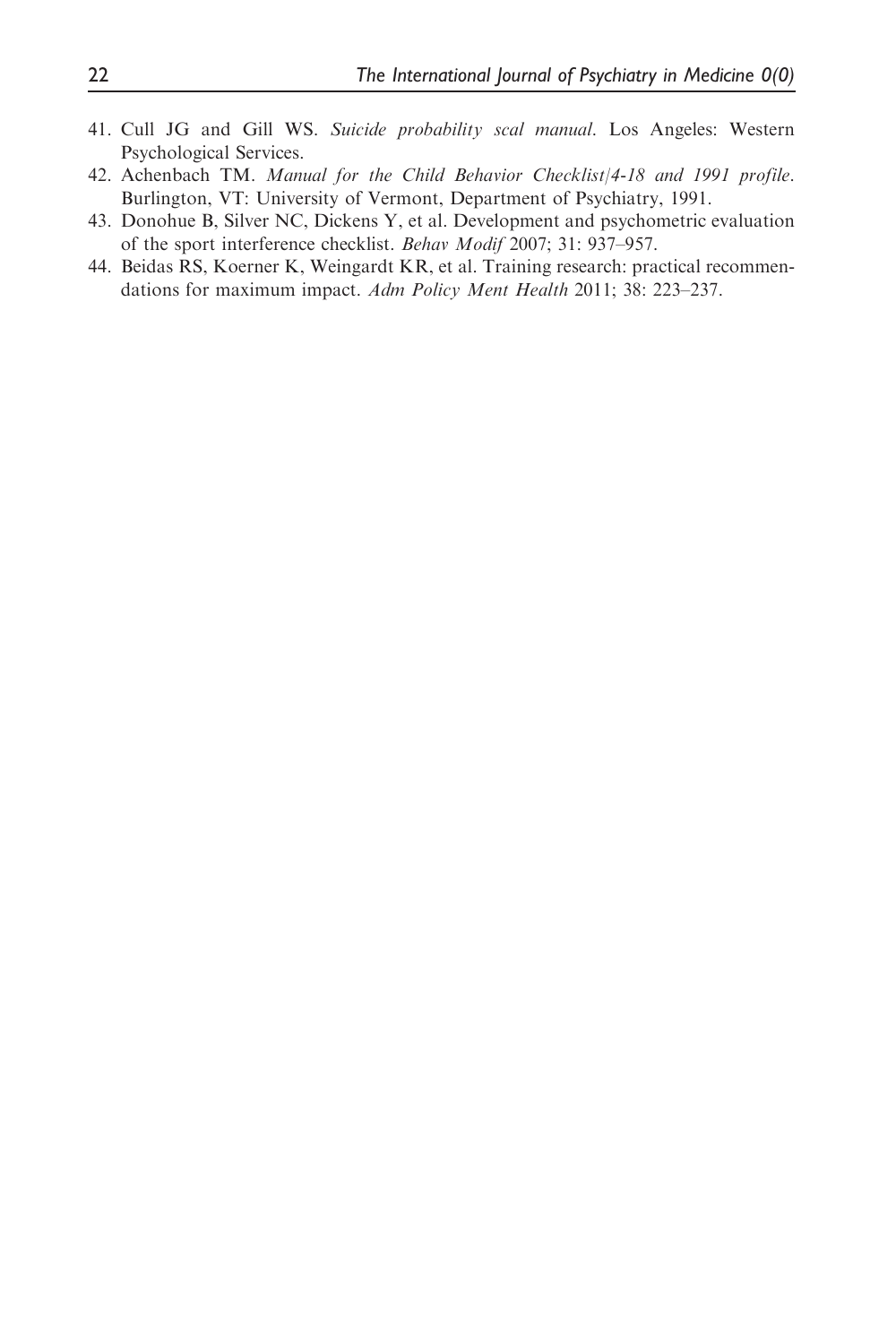41. Cull JG and Gill WS. *Suicide probability scal manual*. Los Angeles: Western Psychological Services.
42. Achenbach TM. *Manual for the Child Behavior Checklist/4-18 and 1991 profile*. Burlington, VT: University of Vermont, Department of Psychiatry, 1991.
43. Donohue B, Silver NC, Dickens Y, et al. Development and psychometric evaluation of the sport interference checklist. *Behav Modif* 2007; 31: 937–957.
44. Beidas RS, Koerner K, Weingardt KR, et al. Training research: practical recommendations for maximum impact. *Adm Policy Ment Health* 2011; 38: 223–237.